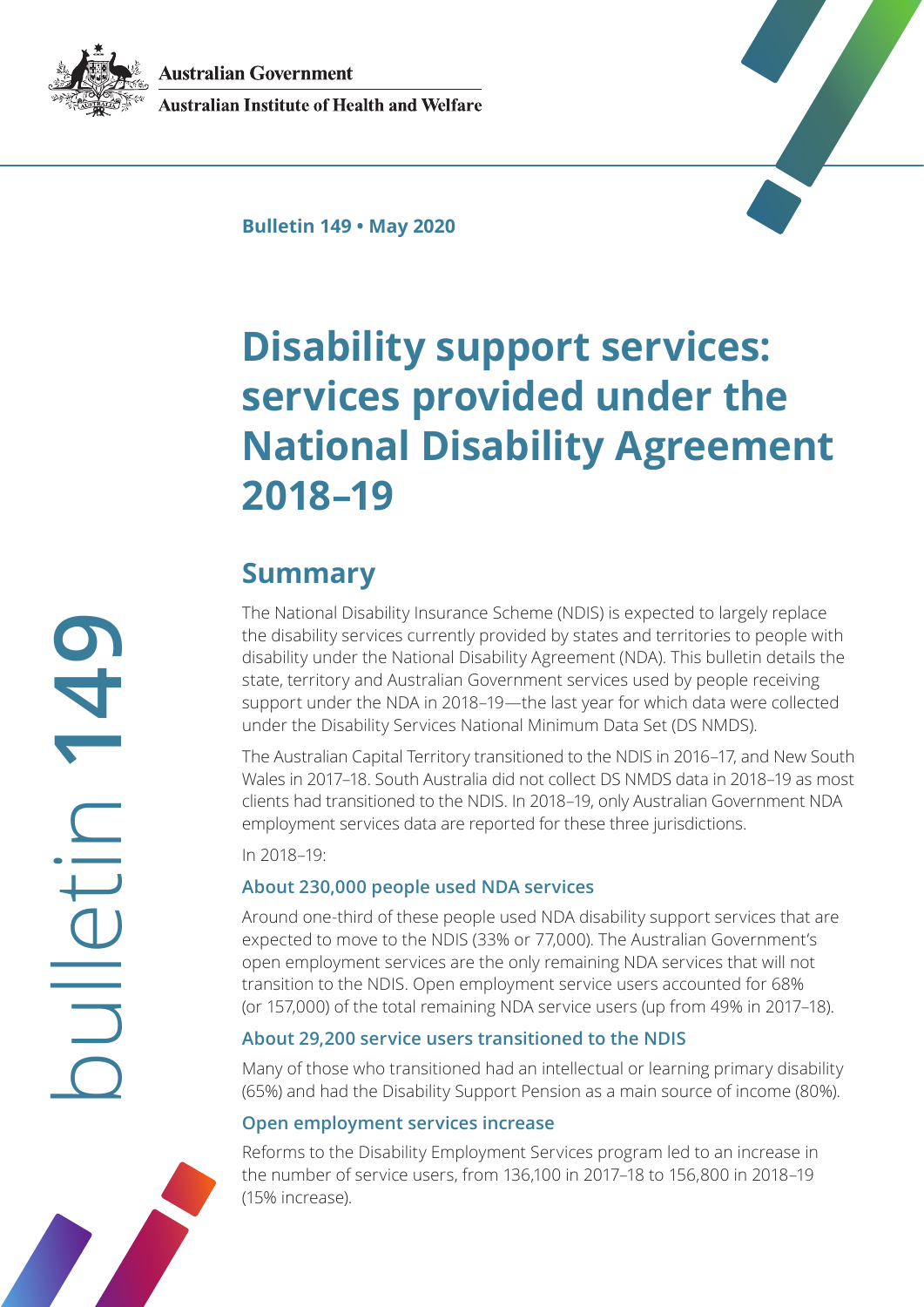Australian Government

Australian Institute of Health and Welfare

**Bulletin 149 • May 2020**

bulletin **149**

# Disability support services: services provided under the National Disability Agreement 2018–19

## Summary

The National Disability Insurance Scheme (NDIS) is expected to largely replace the disability services currently provided by states and territories to people with disability under the National Disability Agreement (NDA). This bulletin details the state, territory and Australian Government services used by people receiving support under the NDA in 2018–19—the last year for which data were collected under the Disability Services National Minimum Data Set (DS NMDS).

The Australian Capital Territory transitioned to the NDIS in 2016–17, and New South Wales in 2017–18. South Australia did not collect DS NMDS data in 2018–19 as most clients had transitioned to the NDIS. In 2018–19, only Australian Government NDA employment services data are reported for these three jurisdictions.

In 2018–19:

### About 230,000 people used NDA services

Around one-third of these people used NDA disability support services that are expected to move to the NDIS (33% or 77,000). The Australian Government's open employment services are the only remaining NDA services that will not transition to the NDIS. Open employment service users accounted for 68% (or 157,000) of the total remaining NDA service users (up from 49% in 2017–18).

### About 29,200 service users transitioned to the NDIS

Many of those who transitioned had an intellectual or learning primary disability (65%) and had the Disability Support Pension as a main source of income (80%).

### Open employment services increase

Reforms to the Disability Employment Services program led to an increase in the number of service users, from 136,100 in 2017–18 to 156,800 in 2018–19 (15% increase).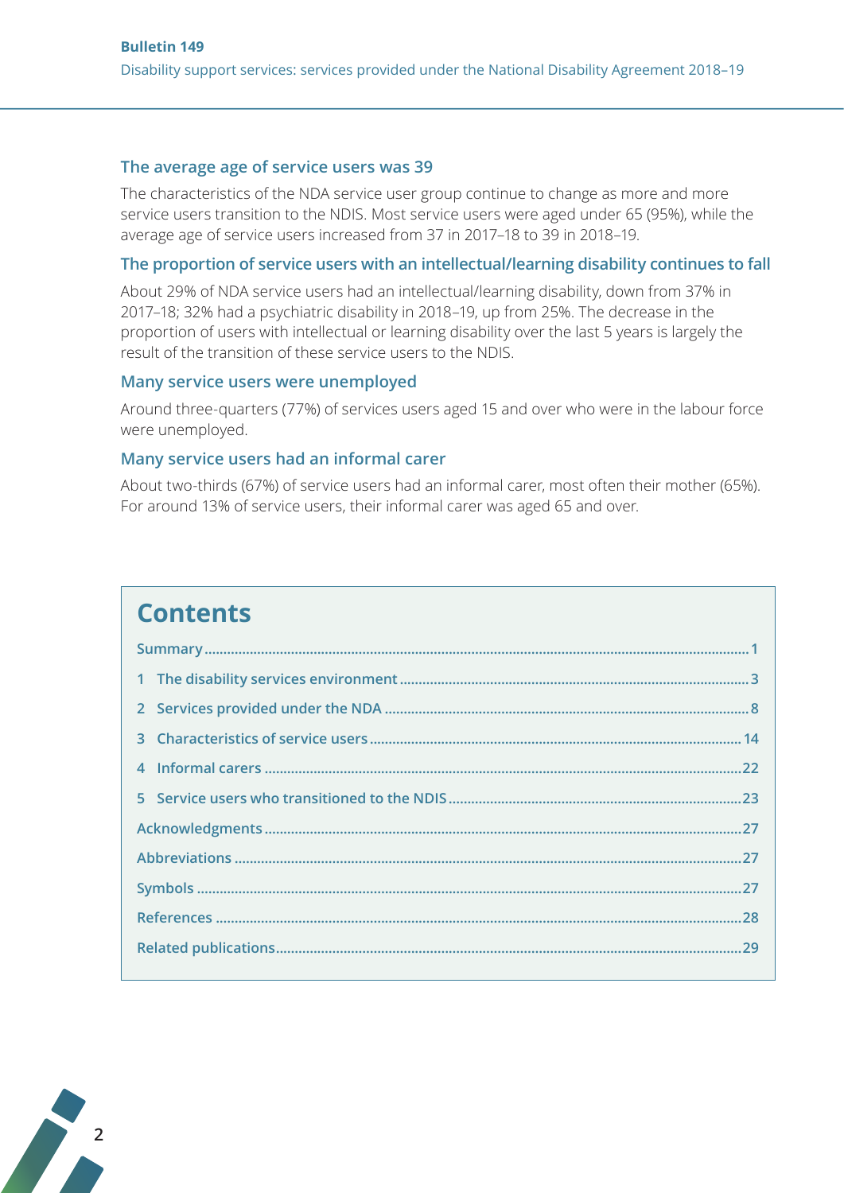### The average age of service users was 39

The characteristics of the NDA service user group continue to change as more and more service users transition to the NDIS. Most service users were aged under 65 (95%), while the average age of service users increased from 37 in 2017–18 to 39 in 2018–19.

### The proportion of service users with an intellectual/learning disability continues to fall

About 29% of NDA service users had an intellectual/learning disability, down from 37% in 2017–18; 32% had a psychiatric disability in 2018–19, up from 25%. The decrease in the proportion of users with intellectual or learning disability over the last 5 years is largely the result of the transition of these service users to the NDIS.

### Many service users were unemployed

Around three-quarters (77%) of services users aged 15 and over who were in the labour force were unemployed.

### Many service users had an informal carer

About two-thirds (67%) of service users had an informal carer, most often their mother (65%). For around 13% of service users, their informal carer was aged 65 and over.

## Contents

- Summary ..... 1
- 1 The disability services environment ..... 3
- 2 Services provided under the NDA ..... 8
- 3 Characteristics of service users ..... 14
- 4 Informal carers ..... 22
- 5 Service users who transitioned to the NDIS ..... 23
- Acknowledgments ..... 27
- Abbreviations ..... 27
- Symbols ..... 27
- References ..... 28
- Related publications ..... 29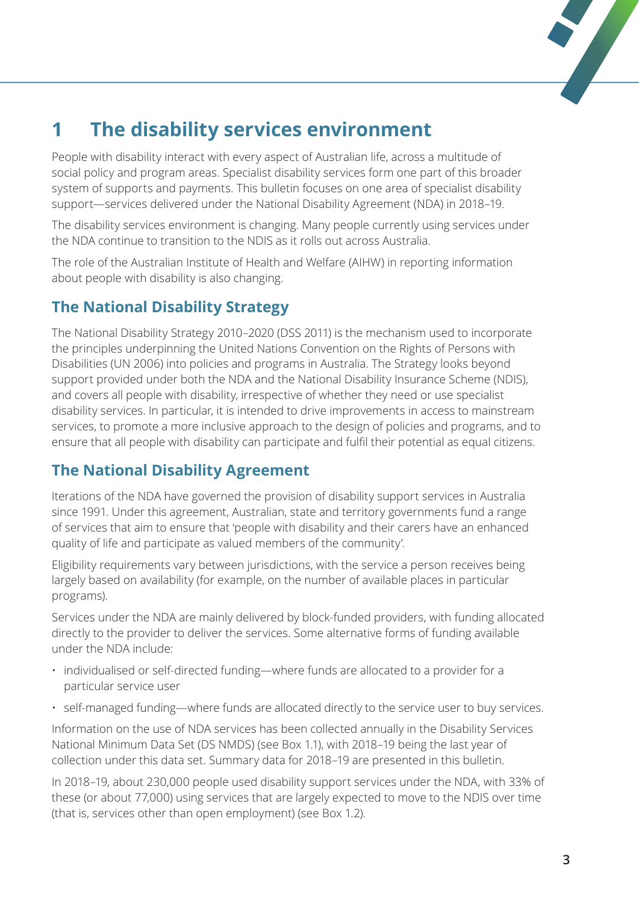# 1 The disability services environment

People with disability interact with every aspect of Australian life, across a multitude of social policy and program areas. Specialist disability services form one part of this broader system of supports and payments. This bulletin focuses on one area of specialist disability support—services delivered under the National Disability Agreement (NDA) in 2018–19.

The disability services environment is changing. Many people currently using services under the NDA continue to transition to the NDIS as it rolls out across Australia.

The role of the Australian Institute of Health and Welfare (AIHW) in reporting information about people with disability is also changing.

## The National Disability Strategy

The National Disability Strategy 2010–2020 (DSS 2011) is the mechanism used to incorporate the principles underpinning the United Nations Convention on the Rights of Persons with Disabilities (UN 2006) into policies and programs in Australia. The Strategy looks beyond support provided under both the NDA and the National Disability Insurance Scheme (NDIS), and covers all people with disability, irrespective of whether they need or use specialist disability services. In particular, it is intended to drive improvements in access to mainstream services, to promote a more inclusive approach to the design of policies and programs, and to ensure that all people with disability can participate and fulfil their potential as equal citizens.

## The National Disability Agreement

Iterations of the NDA have governed the provision of disability support services in Australia since 1991. Under this agreement, Australian, state and territory governments fund a range of services that aim to ensure that 'people with disability and their carers have an enhanced quality of life and participate as valued members of the community'.

Eligibility requirements vary between jurisdictions, with the service a person receives being largely based on availability (for example, on the number of available places in particular programs).

Services under the NDA are mainly delivered by block-funded providers, with funding allocated directly to the provider to deliver the services. Some alternative forms of funding available under the NDA include:

- individualised or self-directed funding—where funds are allocated to a provider for a particular service user
- self-managed funding—where funds are allocated directly to the service user to buy services.

Information on the use of NDA services has been collected annually in the Disability Services National Minimum Data Set (DS NMDS) (see Box 1.1), with 2018–19 being the last year of collection under this data set. Summary data for 2018–19 are presented in this bulletin.

In 2018–19, about 230,000 people used disability support services under the NDA, with 33% of these (or about 77,000) using services that are largely expected to move to the NDIS over time (that is, services other than open employment) (see Box 1.2).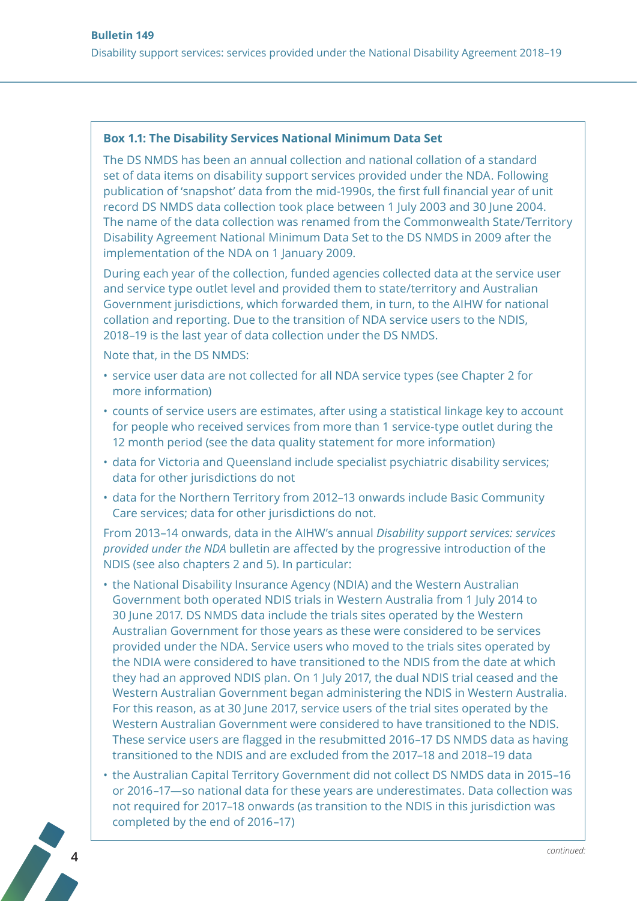### Box 1.1: The Disability Services National Minimum Data Set

The DS NMDS has been an annual collection and national collation of a standard set of data items on disability support services provided under the NDA. Following publication of 'snapshot' data from the mid-1990s, the first full financial year of unit record DS NMDS data collection took place between 1 July 2003 and 30 June 2004. The name of the data collection was renamed from the Commonwealth State/Territory Disability Agreement National Minimum Data Set to the DS NMDS in 2009 after the implementation of the NDA on 1 January 2009.

During each year of the collection, funded agencies collected data at the service user and service type outlet level and provided them to state/territory and Australian Government jurisdictions, which forwarded them, in turn, to the AIHW for national collation and reporting. Due to the transition of NDA service users to the NDIS, 2018–19 is the last year of data collection under the DS NMDS.

Note that, in the DS NMDS:

- service user data are not collected for all NDA service types (see Chapter 2 for more information)
- counts of service users are estimates, after using a statistical linkage key to account for people who received services from more than 1 service-type outlet during the 12 month period (see the data quality statement for more information)
- data for Victoria and Queensland include specialist psychiatric disability services; data for other jurisdictions do not
- data for the Northern Territory from 2012–13 onwards include Basic Community Care services; data for other jurisdictions do not.

From 2013–14 onwards, data in the AIHW's annual *Disability support services: services provided under the NDA* bulletin are affected by the progressive introduction of the NDIS (see also chapters 2 and 5). In particular:

- the National Disability Insurance Agency (NDIA) and the Western Australian Government both operated NDIS trials in Western Australia from 1 July 2014 to 30 June 2017. DS NMDS data include the trials sites operated by the Western Australian Government for those years as these were considered to be services provided under the NDA. Service users who moved to the trials sites operated by the NDIA were considered to have transitioned to the NDIS from the date at which they had an approved NDIS plan. On 1 July 2017, the dual NDIS trial ceased and the Western Australian Government began administering the NDIS in Western Australia. For this reason, as at 30 June 2017, service users of the trial sites operated by the Western Australian Government were considered to have transitioned to the NDIS. These service users are flagged in the resubmitted 2016–17 DS NMDS data as having transitioned to the NDIS and are excluded from the 2017–18 and 2018–19 data
- the Australian Capital Territory Government did not collect DS NMDS data in 2015–16 or 2016–17—so national data for these years are underestimates. Data collection was not required for 2017–18 onwards (as transition to the NDIS in this jurisdiction was completed by the end of 2016–17)

*continued:*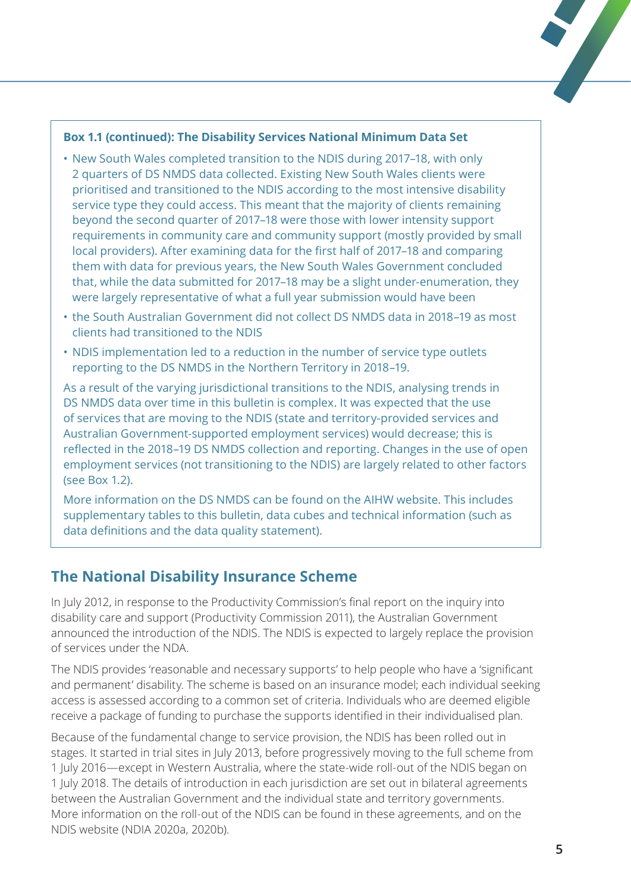**Box 1.1 (continued): The Disability Services National Minimum Data Set**

- New South Wales completed transition to the NDIS during 2017–18, with only 2 quarters of DS NMDS data collected. Existing New South Wales clients were prioritised and transitioned to the NDIS according to the most intensive disability service type they could access. This meant that the majority of clients remaining beyond the second quarter of 2017–18 were those with lower intensity support requirements in community care and community support (mostly provided by small local providers). After examining data for the first half of 2017–18 and comparing them with data for previous years, the New South Wales Government concluded that, while the data submitted for 2017–18 may be a slight under-enumeration, they were largely representative of what a full year submission would have been
- the South Australian Government did not collect DS NMDS data in 2018–19 as most clients had transitioned to the NDIS
- NDIS implementation led to a reduction in the number of service type outlets reporting to the DS NMDS in the Northern Territory in 2018–19.

As a result of the varying jurisdictional transitions to the NDIS, analysing trends in DS NMDS data over time in this bulletin is complex. It was expected that the use of services that are moving to the NDIS (state and territory-provided services and Australian Government-supported employment services) would decrease; this is reflected in the 2018–19 DS NMDS collection and reporting. Changes in the use of open employment services (not transitioning to the NDIS) are largely related to other factors (see Box 1.2).

More information on the DS NMDS can be found on the AIHW website. This includes supplementary tables to this bulletin, data cubes and technical information (such as data definitions and the data quality statement).

## The National Disability Insurance Scheme

In July 2012, in response to the Productivity Commission's final report on the inquiry into disability care and support (Productivity Commission 2011), the Australian Government announced the introduction of the NDIS. The NDIS is expected to largely replace the provision of services under the NDA.

The NDIS provides 'reasonable and necessary supports' to help people who have a 'significant and permanent' disability. The scheme is based on an insurance model; each individual seeking access is assessed according to a common set of criteria. Individuals who are deemed eligible receive a package of funding to purchase the supports identified in their individualised plan.

Because of the fundamental change to service provision, the NDIS has been rolled out in stages. It started in trial sites in July 2013, before progressively moving to the full scheme from 1 July 2016—except in Western Australia, where the state-wide roll-out of the NDIS began on 1 July 2018. The details of introduction in each jurisdiction are set out in bilateral agreements between the Australian Government and the individual state and territory governments. More information on the roll-out of the NDIS can be found in these agreements, and on the NDIS website (NDIA 2020a, 2020b).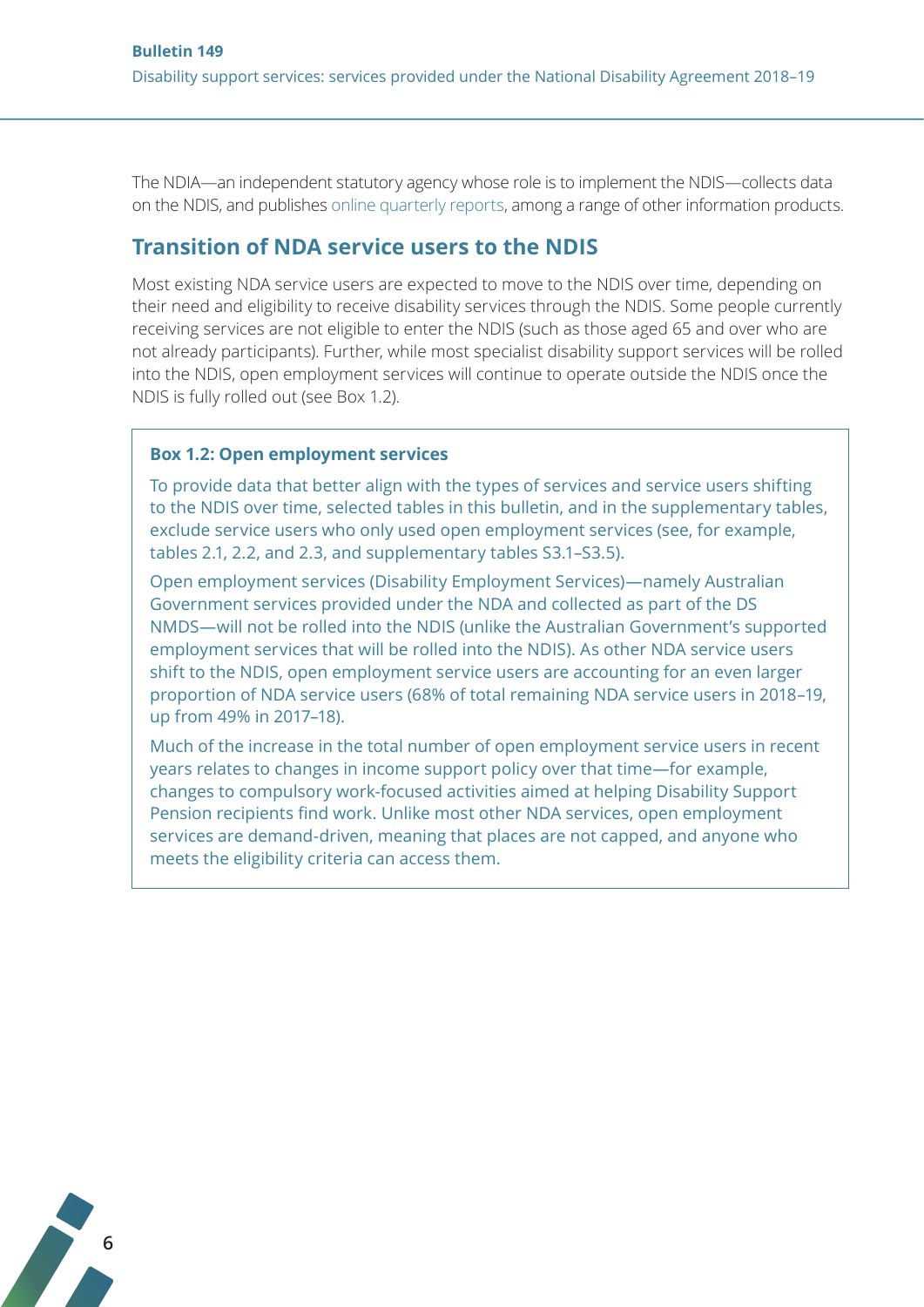The NDIA—an independent statutory agency whose role is to implement the NDIS—collects data on the NDIS, and publishes online quarterly reports, among a range of other information products.

## Transition of NDA service users to the NDIS

Most existing NDA service users are expected to move to the NDIS over time, depending on their need and eligibility to receive disability services through the NDIS. Some people currently receiving services are not eligible to enter the NDIS (such as those aged 65 and over who are not already participants). Further, while most specialist disability support services will be rolled into the NDIS, open employment services will continue to operate outside the NDIS once the NDIS is fully rolled out (see Box 1.2).

### Box 1.2: Open employment services

To provide data that better align with the types of services and service users shifting to the NDIS over time, selected tables in this bulletin, and in the supplementary tables, exclude service users who only used open employment services (see, for example, tables 2.1, 2.2, and 2.3, and supplementary tables S3.1–S3.5).

Open employment services (Disability Employment Services)—namely Australian Government services provided under the NDA and collected as part of the DS NMDS—will not be rolled into the NDIS (unlike the Australian Government's supported employment services that will be rolled into the NDIS). As other NDA service users shift to the NDIS, open employment service users are accounting for an even larger proportion of NDA service users (68% of total remaining NDA service users in 2018–19, up from 49% in 2017–18).

Much of the increase in the total number of open employment service users in recent years relates to changes in income support policy over that time—for example, changes to compulsory work-focused activities aimed at helping Disability Support Pension recipients find work. Unlike most other NDA services, open employment services are demand-driven, meaning that places are not capped, and anyone who meets the eligibility criteria can access them.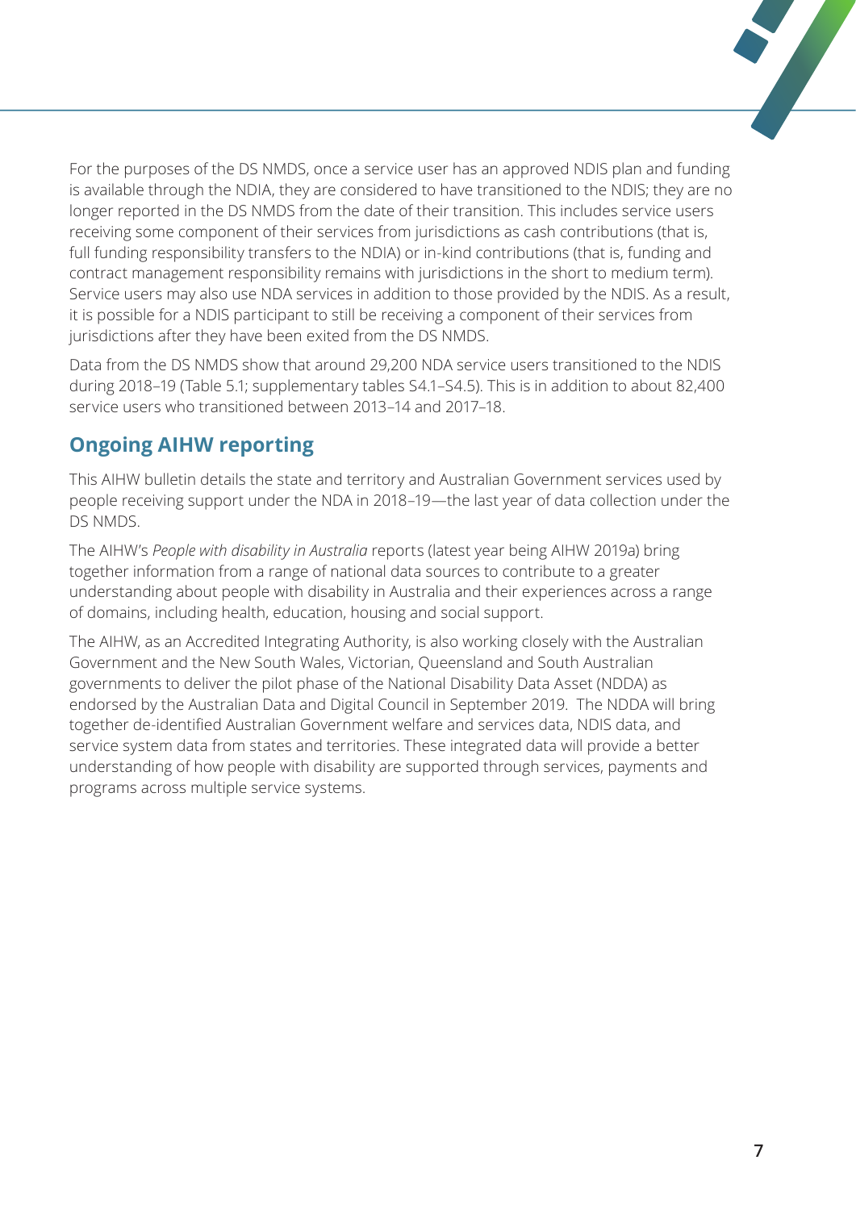For the purposes of the DS NMDS, once a service user has an approved NDIS plan and funding is available through the NDIA, they are considered to have transitioned to the NDIS; they are no longer reported in the DS NMDS from the date of their transition. This includes service users receiving some component of their services from jurisdictions as cash contributions (that is, full funding responsibility transfers to the NDIA) or in-kind contributions (that is, funding and contract management responsibility remains with jurisdictions in the short to medium term). Service users may also use NDA services in addition to those provided by the NDIS. As a result, it is possible for a NDIS participant to still be receiving a component of their services from jurisdictions after they have been exited from the DS NMDS.

Data from the DS NMDS show that around 29,200 NDA service users transitioned to the NDIS during 2018–19 (Table 5.1; supplementary tables S4.1–S4.5). This is in addition to about 82,400 service users who transitioned between 2013–14 and 2017–18.

## Ongoing AIHW reporting

This AIHW bulletin details the state and territory and Australian Government services used by people receiving support under the NDA in 2018–19—the last year of data collection under the DS NMDS.

The AIHW's *People with disability in Australia* reports (latest year being AIHW 2019a) bring together information from a range of national data sources to contribute to a greater understanding about people with disability in Australia and their experiences across a range of domains, including health, education, housing and social support.

The AIHW, as an Accredited Integrating Authority, is also working closely with the Australian Government and the New South Wales, Victorian, Queensland and South Australian governments to deliver the pilot phase of the National Disability Data Asset (NDDA) as endorsed by the Australian Data and Digital Council in September 2019. The NDDA will bring together de-identified Australian Government welfare and services data, NDIS data, and service system data from states and territories. These integrated data will provide a better understanding of how people with disability are supported through services, payments and programs across multiple service systems.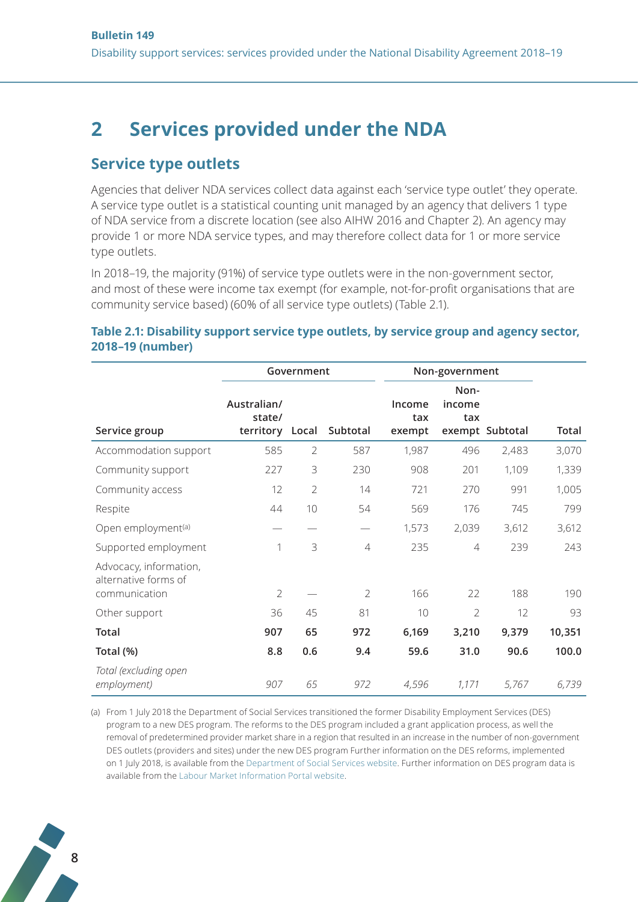# 2 Services provided under the NDA

## Service type outlets

Agencies that deliver NDA services collect data against each 'service type outlet' they operate. A service type outlet is a statistical counting unit managed by an agency that delivers 1 type of NDA service from a discrete location (see also AIHW 2016 and Chapter 2). An agency may provide 1 or more NDA service types, and may therefore collect data for 1 or more service type outlets.

In 2018–19, the majority (91%) of service type outlets were in the non-government sector, and most of these were income tax exempt (for example, not-for-profit organisations that are community service based) (60% of all service type outlets) (Table 2.1).

**Table 2.1: Disability support service type outlets, by service group and agency sector, 2018–19 (number)**

| | Government | | | Non-government | | | |
|---|---|---|---|---|---|---|---|
| Service group | Australian/ state/ territory | Local | Subtotal | Income tax exempt | Non-income tax exempt | Subtotal | Total |
| Accommodation support | 585 | 2 | 587 | 1,987 | 496 | 2,483 | 3,070 |
| Community support | 227 | 3 | 230 | 908 | 201 | 1,109 | 1,339 |
| Community access | 12 | 2 | 14 | 721 | 270 | 991 | 1,005 |
| Respite | 44 | 10 | 54 | 569 | 176 | 745 | 799 |
| Open employment[(a)] | — | — | — | 1,573 | 2,039 | 3,612 | 3,612 |
| Supported employment | 1 | 3 | 4 | 235 | 4 | 239 | 243 |
| Advocacy, information, alternative forms of communication | 2 | — | 2 | 166 | 22 | 188 | 190 |
| Other support | 36 | 45 | 81 | 10 | 2 | 12 | 93 |
| **Total** | **907** | **65** | **972** | **6,169** | **3,210** | **9,379** | **10,351** |
| **Total (%)** | **8.8** | **0.6** | **9.4** | **59.6** | **31.0** | **90.6** | **100.0** |
| *Total (excluding open employment)* | *907* | *65* | *972* | *4,596* | *1,171* | *5,767* | *6,739* |

(a) From 1 July 2018 the Department of Social Services transitioned the former Disability Employment Services (DES) program to a new DES program. The reforms to the DES program included a grant application process, as well the removal of predetermined provider market share in a region that resulted in an increase in the number of non-government DES outlets (providers and sites) under the new DES program Further information on the DES reforms, implemented on 1 July 2018, is available from the Department of Social Services website. Further information on DES program data is available from the Labour Market Information Portal website.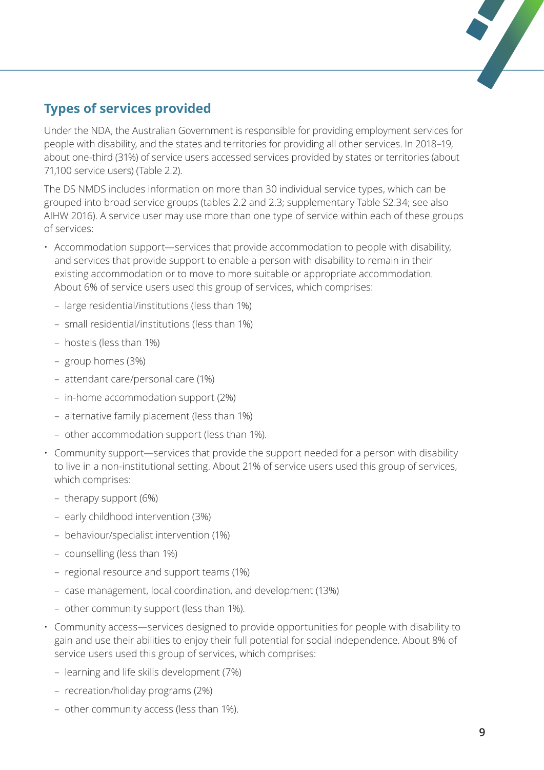## Types of services provided

Under the NDA, the Australian Government is responsible for providing employment services for people with disability, and the states and territories for providing all other services. In 2018–19, about one-third (31%) of service users accessed services provided by states or territories (about 71,100 service users) (Table 2.2).

The DS NMDS includes information on more than 30 individual service types, which can be grouped into broad service groups (tables 2.2 and 2.3; supplementary Table S2.34; see also AIHW 2016). A service user may use more than one type of service within each of these groups of services:

- Accommodation support—services that provide accommodation to people with disability, and services that provide support to enable a person with disability to remain in their existing accommodation or to move to more suitable or appropriate accommodation. About 6% of service users used this group of services, which comprises:
  - large residential/institutions (less than 1%)
  - small residential/institutions (less than 1%)
  - hostels (less than 1%)
  - group homes (3%)
  - attendant care/personal care (1%)
  - in-home accommodation support (2%)
  - alternative family placement (less than 1%)
  - other accommodation support (less than 1%).
- Community support—services that provide the support needed for a person with disability to live in a non-institutional setting. About 21% of service users used this group of services, which comprises:
  - therapy support (6%)
  - early childhood intervention (3%)
  - behaviour/specialist intervention (1%)
  - counselling (less than 1%)
  - regional resource and support teams (1%)
  - case management, local coordination, and development (13%)
  - other community support (less than 1%).
- Community access—services designed to provide opportunities for people with disability to gain and use their abilities to enjoy their full potential for social independence. About 8% of service users used this group of services, which comprises:
  - learning and life skills development (7%)
  - recreation/holiday programs (2%)
  - other community access (less than 1%).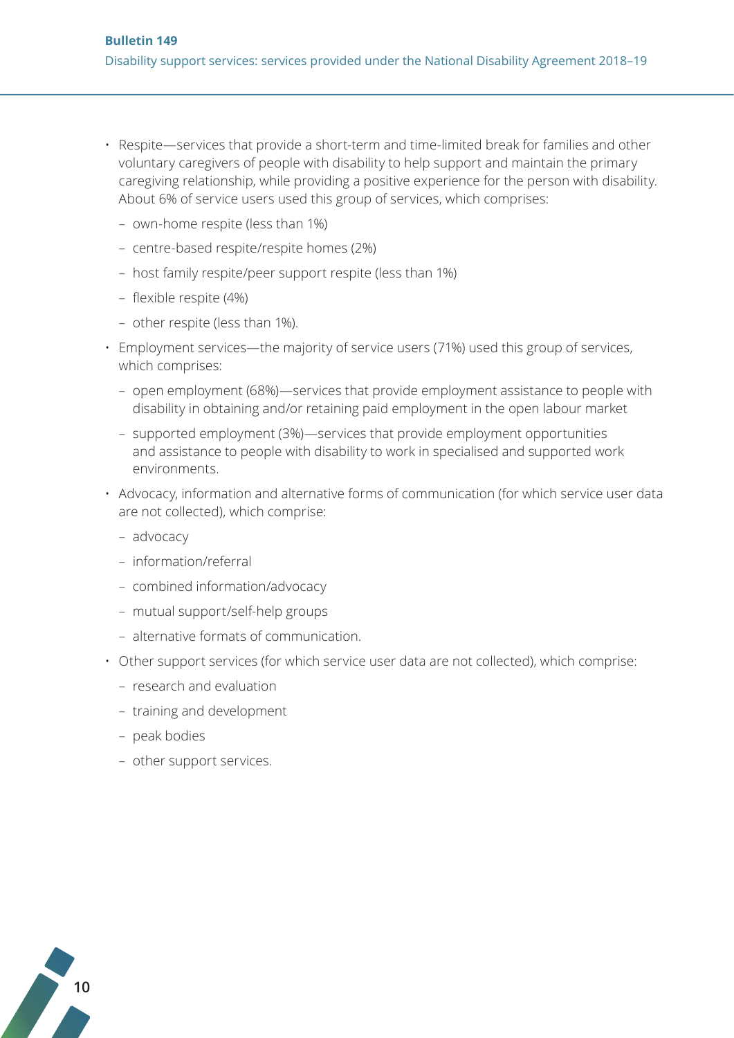- Respite—services that provide a short-term and time-limited break for families and other voluntary caregivers of people with disability to help support and maintain the primary caregiving relationship, while providing a positive experience for the person with disability. About 6% of service users used this group of services, which comprises:
  - own-home respite (less than 1%)
  - centre-based respite/respite homes (2%)
  - host family respite/peer support respite (less than 1%)
  - flexible respite (4%)
  - other respite (less than 1%).
- Employment services—the majority of service users (71%) used this group of services, which comprises:
  - open employment (68%)—services that provide employment assistance to people with disability in obtaining and/or retaining paid employment in the open labour market
  - supported employment (3%)—services that provide employment opportunities and assistance to people with disability to work in specialised and supported work environments.
- Advocacy, information and alternative forms of communication (for which service user data are not collected), which comprise:
  - advocacy
  - information/referral
  - combined information/advocacy
  - mutual support/self-help groups
  - alternative formats of communication.
- Other support services (for which service user data are not collected), which comprise:
  - research and evaluation
  - training and development
  - peak bodies
  - other support services.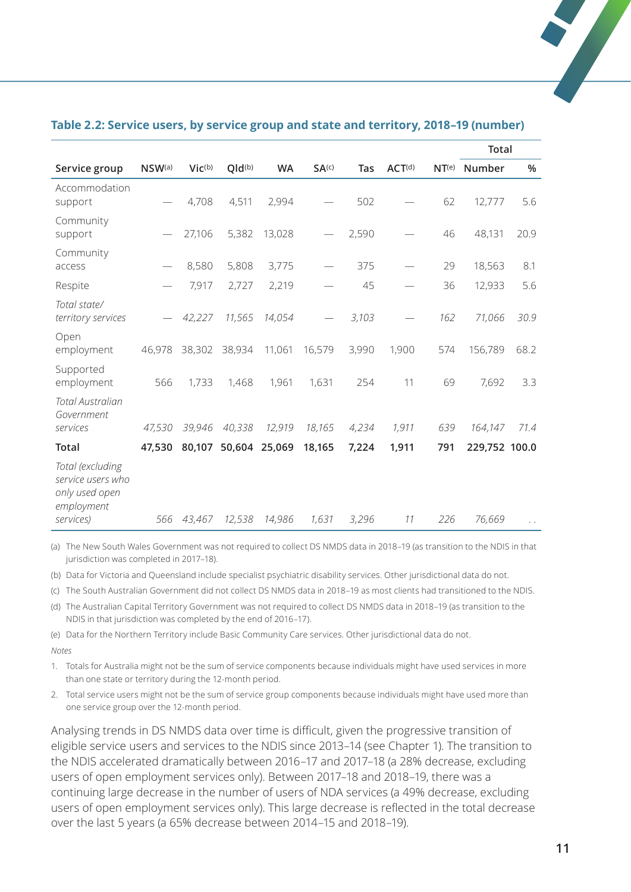**Table 2.2: Service users, by service group and state and territory, 2018–19 (number)**

| Service group | NSW[(a)] | Vic[(b)] | Qld[(b)] | WA | SA[(c)] | Tas | ACT[(d)] | NT[(e)] | Total | |
|---|---|---|---|---|---|---|---|---|---|---|
| | | | | | | | | | Number | % |
| Accommodation support | — | 4,708 | 4,511 | 2,994 | — | 502 | — | 62 | 12,777 | 5.6 |
| Community support | — | 27,106 | 5,382 | 13,028 | — | 2,590 | — | 46 | 48,131 | 20.9 |
| Community access | — | 8,580 | 5,808 | 3,775 | — | 375 | — | 29 | 18,563 | 8.1 |
| Respite | — | 7,917 | 2,727 | 2,219 | — | 45 | — | 36 | 12,933 | 5.6 |
| *Total state/ territory services* | — | *42,227* | *11,565* | *14,054* | — | *3,103* | — | *162* | *71,066* | *30.9* |
| Open employment | 46,978 | 38,302 | 38,934 | 11,061 | 16,579 | 3,990 | 1,900 | 574 | 156,789 | 68.2 |
| Supported employment | 566 | 1,733 | 1,468 | 1,961 | 1,631 | 254 | 11 | 69 | 7,692 | 3.3 |
| *Total Australian Government services* | *47,530* | *39,946* | *40,338* | *12,919* | *18,165* | *4,234* | *1,911* | *639* | *164,147* | *71.4* |
| **Total** | **47,530** | **80,107** | **50,604** | **25,069** | **18,165** | **7,224** | **1,911** | **791** | **229,752** | **100.0** |
| *Total (excluding service users who only used open employment services)* | *566* | *43,467* | *12,538* | *14,986* | *1,631* | *3,296* | *11* | *226* | *76,669* | . . |

(a) The New South Wales Government was not required to collect DS NMDS data in 2018–19 (as transition to the NDIS in that jurisdiction was completed in 2017–18).

(b) Data for Victoria and Queensland include specialist psychiatric disability services. Other jurisdictional data do not.

(c) The South Australian Government did not collect DS NMDS data in 2018–19 as most clients had transitioned to the NDIS.

(d) The Australian Capital Territory Government was not required to collect DS NMDS data in 2018–19 (as transition to the NDIS in that jurisdiction was completed by the end of 2016–17).

(e) Data for the Northern Territory include Basic Community Care services. Other jurisdictional data do not.

*Notes*

1. Totals for Australia might not be the sum of service components because individuals might have used services in more than one state or territory during the 12-month period.
2. Total service users might not be the sum of service group components because individuals might have used more than one service group over the 12-month period.

Analysing trends in DS NMDS data over time is difficult, given the progressive transition of eligible service users and services to the NDIS since 2013–14 (see Chapter 1). The transition to the NDIS accelerated dramatically between 2016–17 and 2017–18 (a 28% decrease, excluding users of open employment services only). Between 2017–18 and 2018–19, there was a continuing large decrease in the number of users of NDA services (a 49% decrease, excluding users of open employment services only). This large decrease is reflected in the total decrease over the last 5 years (a 65% decrease between 2014–15 and 2018–19).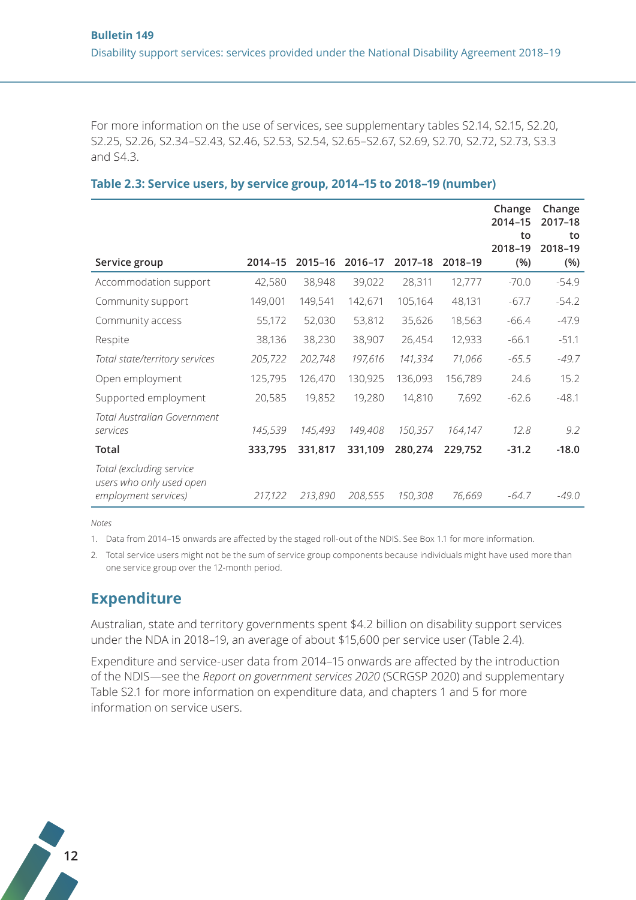For more information on the use of services, see supplementary tables S2.14, S2.15, S2.20, S2.25, S2.26, S2.34–S2.43, S2.46, S2.53, S2.54, S2.65–S2.67, S2.69, S2.70, S2.72, S2.73, S3.3 and S4.3.

**Table 2.3: Service users, by service group, 2014–15 to 2018–19 (number)**

| Service group | 2014–15 | 2015–16 | 2016–17 | 2017–18 | 2018–19 | Change 2014–15 to 2018–19 (%) | Change 2017–18 to 2018–19 (%) |
|---|---|---|---|---|---|---|---|
| Accommodation support | 42,580 | 38,948 | 39,022 | 28,311 | 12,777 | -70.0 | -54.9 |
| Community support | 149,001 | 149,541 | 142,671 | 105,164 | 48,131 | -67.7 | -54.2 |
| Community access | 55,172 | 52,030 | 53,812 | 35,626 | 18,563 | -66.4 | -47.9 |
| Respite | 38,136 | 38,230 | 38,907 | 26,454 | 12,933 | -66.1 | -51.1 |
| *Total state/territory services* | *205,722* | *202,748* | *197,616* | *141,334* | *71,066* | *-65.5* | *-49.7* |
| Open employment | 125,795 | 126,470 | 130,925 | 136,093 | 156,789 | 24.6 | 15.2 |
| Supported employment | 20,585 | 19,852 | 19,280 | 14,810 | 7,692 | -62.6 | -48.1 |
| *Total Australian Government services* | *145,539* | *145,493* | *149,408* | *150,357* | *164,147* | *12.8* | *9.2* |
| **Total** | **333,795** | **331,817** | **331,109** | **280,274** | **229,752** | **-31.2** | **-18.0** |
| *Total (excluding service users who only used open employment services)* | *217,122* | *213,890* | *208,555* | *150,308* | *76,669* | *-64.7* | *-49.0* |

*Notes*

1. Data from 2014–15 onwards are affected by the staged roll-out of the NDIS. See Box 1.1 for more information.
2. Total service users might not be the sum of service group components because individuals might have used more than one service group over the 12-month period.

## Expenditure

Australian, state and territory governments spent $4.2 billion on disability support services under the NDA in 2018–19, an average of about $15,600 per service user (Table 2.4).

Expenditure and service-user data from 2014–15 onwards are affected by the introduction of the NDIS—see the *Report on government services 2020* (SCRGSP 2020) and supplementary Table S2.1 for more information on expenditure data, and chapters 1 and 5 for more information on service users.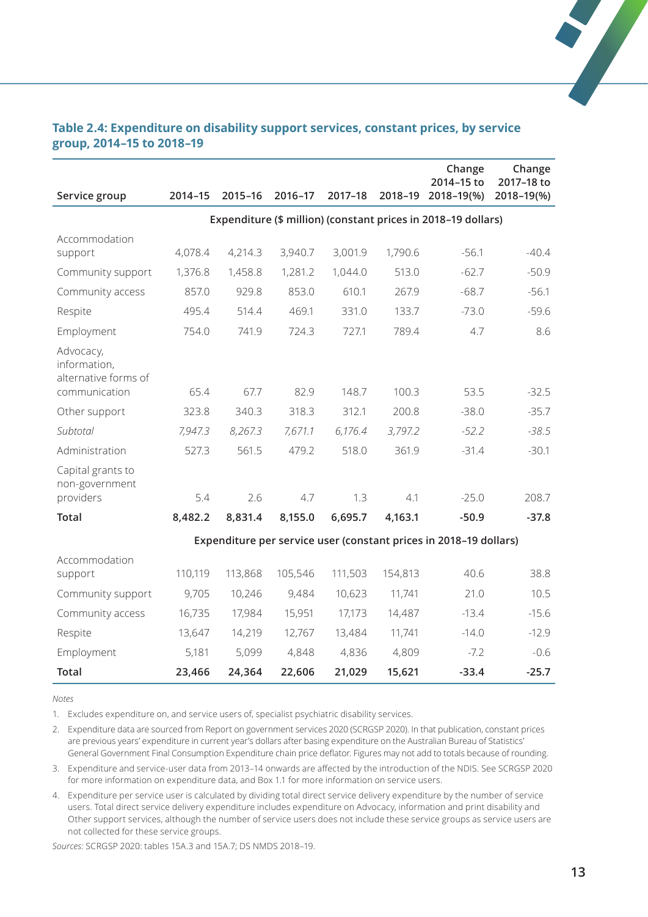**Table 2.4: Expenditure on disability support services, constant prices, by service group, 2014–15 to 2018–19**

| Service group | 2014–15 | 2015–16 | 2016–17 | 2017–18 | 2018–19 | Change 2014–15 to 2018–19(%) | Change 2017–18 to 2018–19(%) |
|---|---|---|---|---|---|---|---|
| | Expenditure ($ million) (constant prices in 2018–19 dollars) | | | | | | |
| Accommodation support | 4,078.4 | 4,214.3 | 3,940.7 | 3,001.9 | 1,790.6 | -56.1 | -40.4 |
| Community support | 1,376.8 | 1,458.8 | 1,281.2 | 1,044.0 | 513.0 | -62.7 | -50.9 |
| Community access | 857.0 | 929.8 | 853.0 | 610.1 | 267.9 | -68.7 | -56.1 |
| Respite | 495.4 | 514.4 | 469.1 | 331.0 | 133.7 | -73.0 | -59.6 |
| Employment | 754.0 | 741.9 | 724.3 | 727.1 | 789.4 | 4.7 | 8.6 |
| Advocacy, information, alternative forms of communication | 65.4 | 67.7 | 82.9 | 148.7 | 100.3 | 53.5 | -32.5 |
| Other support | 323.8 | 340.3 | 318.3 | 312.1 | 200.8 | -38.0 | -35.7 |
| *Subtotal* | *7,947.3* | *8,267.3* | *7,671.1* | *6,176.4* | *3,797.2* | *-52.2* | *-38.5* |
| Administration | 527.3 | 561.5 | 479.2 | 518.0 | 361.9 | -31.4 | -30.1 |
| Capital grants to non-government providers | 5.4 | 2.6 | 4.7 | 1.3 | 4.1 | -25.0 | 208.7 |
| **Total** | **8,482.2** | **8,831.4** | **8,155.0** | **6,695.7** | **4,163.1** | **-50.9** | **-37.8** |
| | Expenditure per service user (constant prices in 2018–19 dollars) | | | | | | |
| Accommodation support | 110,119 | 113,868 | 105,546 | 111,503 | 154,813 | 40.6 | 38.8 |
| Community support | 9,705 | 10,246 | 9,484 | 10,623 | 11,741 | 21.0 | 10.5 |
| Community access | 16,735 | 17,984 | 15,951 | 17,173 | 14,487 | -13.4 | -15.6 |
| Respite | 13,647 | 14,219 | 12,767 | 13,484 | 11,741 | -14.0 | -12.9 |
| Employment | 5,181 | 5,099 | 4,848 | 4,836 | 4,809 | -7.2 | -0.6 |
| **Total** | **23,466** | **24,364** | **22,606** | **21,029** | **15,621** | **-33.4** | **-25.7** |

*Notes*

1. Excludes expenditure on, and service users of, specialist psychiatric disability services.
2. Expenditure data are sourced from Report on government services 2020 (SCRGSP 2020). In that publication, constant prices are previous years' expenditure in current year's dollars after basing expenditure on the Australian Bureau of Statistics' General Government Final Consumption Expenditure chain price deflator. Figures may not add to totals because of rounding.
3. Expenditure and service-user data from 2013–14 onwards are affected by the introduction of the NDIS. See SCRGSP 2020 for more information on expenditure data, and Box 1.1 for more information on service users.
4. Expenditure per service user is calculated by dividing total direct service delivery expenditure by the number of service users. Total direct service delivery expenditure includes expenditure on Advocacy, information and print disability and Other support services, although the number of service users does not include these service groups as service users are not collected for these service groups.

*Sources:* SCRGSP 2020: tables 15A.3 and 15A.7; DS NMDS 2018–19.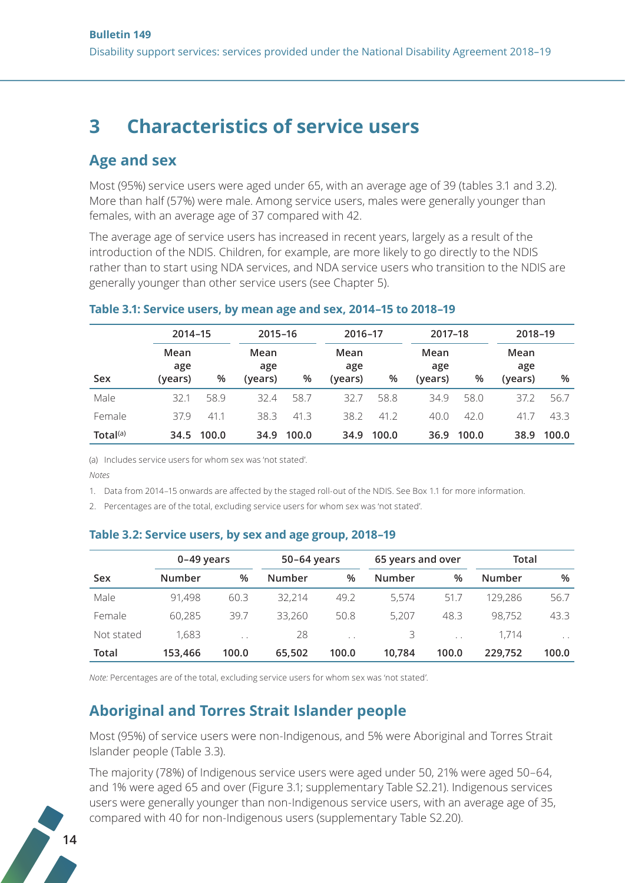# 3 Characteristics of service users

## Age and sex

Most (95%) service users were aged under 65, with an average age of 39 (tables 3.1 and 3.2). More than half (57%) were male. Among service users, males were generally younger than females, with an average age of 37 compared with 42.

The average age of service users has increased in recent years, largely as a result of the introduction of the NDIS. Children, for example, are more likely to go directly to the NDIS rather than to start using NDA services, and NDA service users who transition to the NDIS are generally younger than other service users (see Chapter 5).

### Table 3.1: Service users, by mean age and sex, 2014–15 to 2018–19

| | 2014–15 | | 2015–16 | | 2016–17 | | 2017–18 | | 2018–19 | |
|---|---|---|---|---|---|---|---|---|---|---|
| Sex | Mean age (years) | % | Mean age (years) | % | Mean age (years) | % | Mean age (years) | % | Mean age (years) | % |
| Male | 32.1 | 58.9 | 32.4 | 58.7 | 32.7 | 58.8 | 34.9 | 58.0 | 37.2 | 56.7 |
| Female | 37.9 | 41.1 | 38.3 | 41.3 | 38.2 | 41.2 | 40.0 | 42.0 | 41.7 | 43.3 |
| **Total[(a)]** | **34.5** | **100.0** | **34.9** | **100.0** | **34.9** | **100.0** | **36.9** | **100.0** | **38.9** | **100.0** |

(a) Includes service users for whom sex was 'not stated'.

*Notes*

1. Data from 2014–15 onwards are affected by the staged roll-out of the NDIS. See Box 1.1 for more information.
2. Percentages are of the total, excluding service users for whom sex was 'not stated'.

### Table 3.2: Service users, by sex and age group, 2018–19

| | 0–49 years | | 50–64 years | | 65 years and over | | Total | |
|---|---|---|---|---|---|---|---|---|
| Sex | Number | % | Number | % | Number | % | Number | % |
| Male | 91,498 | 60.3 | 32,214 | 49.2 | 5,574 | 51.7 | 129,286 | 56.7 |
| Female | 60,285 | 39.7 | 33,260 | 50.8 | 5,207 | 48.3 | 98,752 | 43.3 |
| Not stated | 1,683 | . . | 28 | . . | 3 | . . | 1,714 | . . |
| **Total** | **153,466** | **100.0** | **65,502** | **100.0** | **10,784** | **100.0** | **229,752** | **100.0** |

*Note:* Percentages are of the total, excluding service users for whom sex was 'not stated'.

## Aboriginal and Torres Strait Islander people

Most (95%) of service users were non-Indigenous, and 5% were Aboriginal and Torres Strait Islander people (Table 3.3).

The majority (78%) of Indigenous service users were aged under 50, 21% were aged 50–64, and 1% were aged 65 and over (Figure 3.1; supplementary Table S2.21). Indigenous services users were generally younger than non-Indigenous service users, with an average age of 35, compared with 40 for non-Indigenous users (supplementary Table S2.20).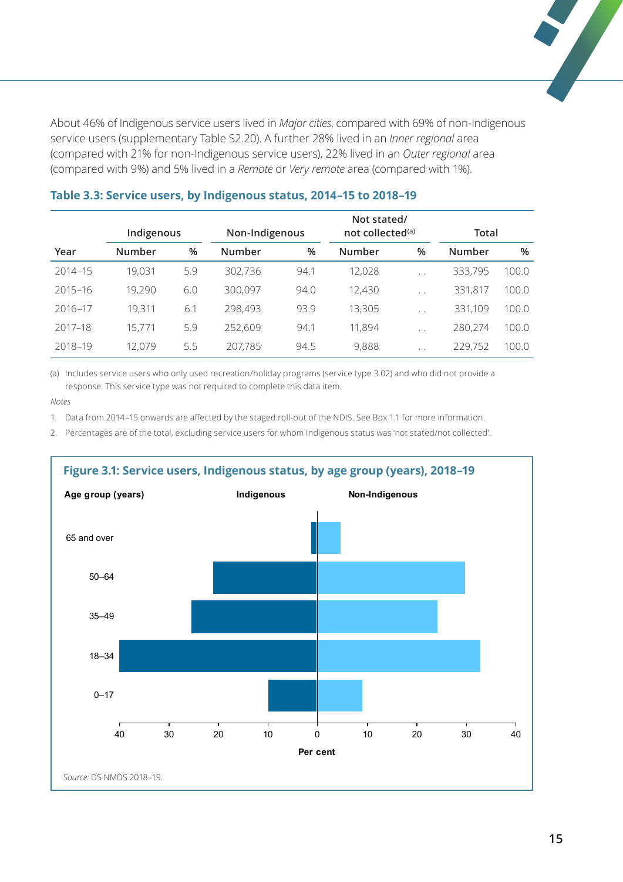About 46% of Indigenous service users lived in *Major cities*, compared with 69% of non-Indigenous service users (supplementary Table S2.20). A further 28% lived in an *Inner regional* area (compared with 21% for non-Indigenous service users), 22% lived in an *Outer regional* area (compared with 9%) and 5% lived in a *Remote* or *Very remote* area (compared with 1%).

### Table 3.3: Service users, by Indigenous status, 2014–15 to 2018–19

| | Indigenous | | Non-Indigenous | | Not stated/ not collected[a] | | Total | |
|---|---|---|---|---|---|---|---|---|
| Year | Number | % | Number | % | Number | % | Number | % |
| 2014–15 | 19,031 | 5.9 | 302,736 | 94.1 | 12,028 | . . | 333,795 | 100.0 |
| 2015–16 | 19,290 | 6.0 | 300,097 | 94.0 | 12,430 | . . | 331,817 | 100.0 |
| 2016–17 | 19,311 | 6.1 | 298,493 | 93.9 | 13,305 | . . | 331,109 | 100.0 |
| 2017–18 | 15,771 | 5.9 | 252,609 | 94.1 | 11,894 | . . | 280,274 | 100.0 |
| 2018–19 | 12,079 | 5.5 | 207,785 | 94.5 | 9,888 | . . | 229,752 | 100.0 |

(a) Includes service users who only used recreation/holiday programs (service type 3.02) and who did not provide a response. This service type was not required to complete this data item.

*Notes*

1. Data from 2014–15 onwards are affected by the staged roll-out of the NDIS. See Box 1.1 for more information.
2. Percentages are of the total, excluding service users for whom Indigenous status was 'not stated/not collected'.

### Figure 3.1: Service users, Indigenous status, by age group (years), 2018–19

*Source:* DS NMDS 2018–19.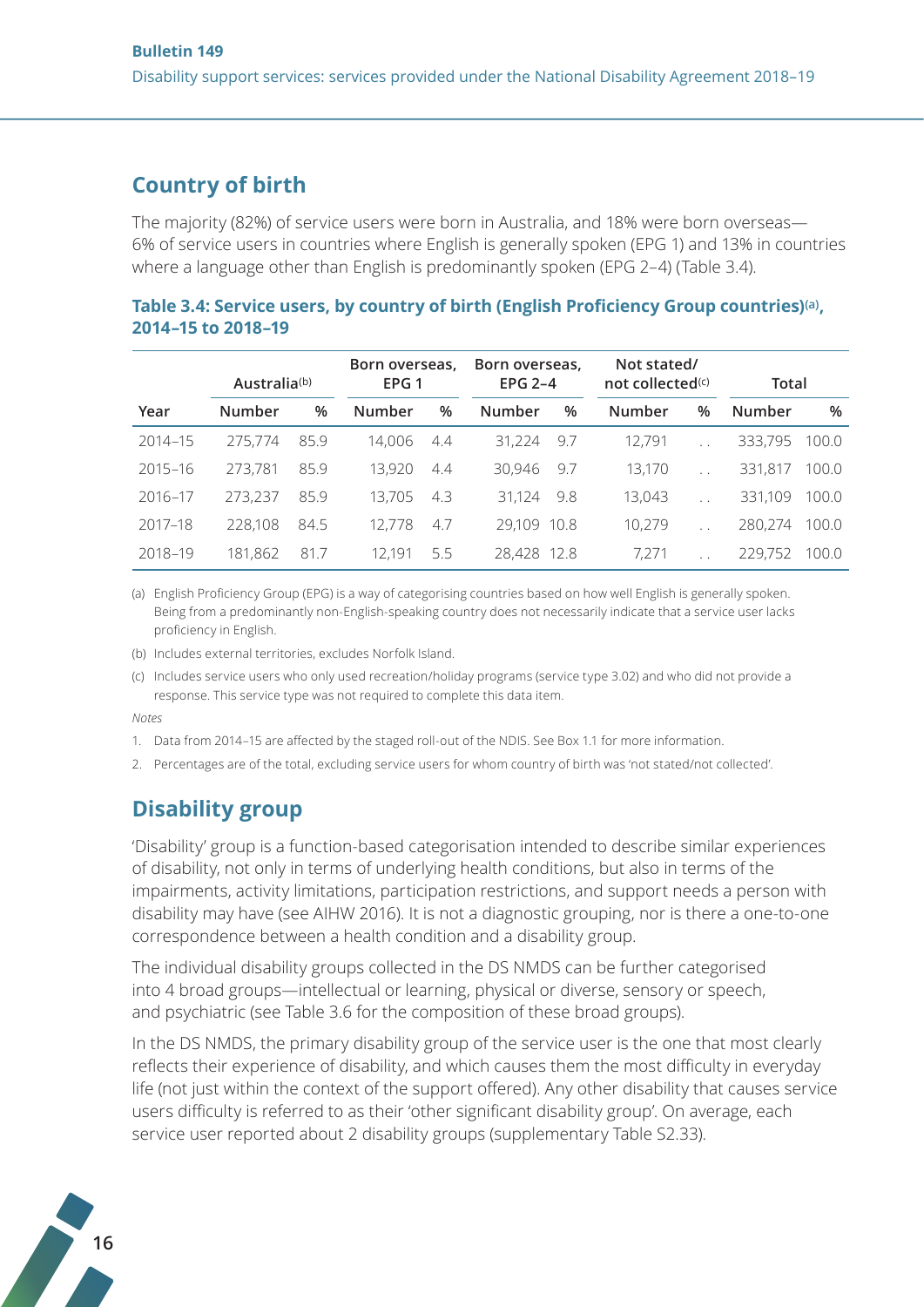## Country of birth

The majority (82%) of service users were born in Australia, and 18% were born overseas—6% of service users in countries where English is generally spoken (EPG 1) and 13% in countries where a language other than English is predominantly spoken (EPG 2–4) (Table 3.4).

**Table 3.4: Service users, by country of birth (English Proficiency Group countries)[(a)], 2014–15 to 2018–19**

| | Australia[(b)] | | Born overseas, EPG 1 | | Born overseas, EPG 2–4 | | Not stated/ not collected[(c)] | | Total | |
|---|---|---|---|---|---|---|---|---|---|---|
| Year | Number | % | Number | % | Number | % | Number | % | Number | % |
| 2014–15 | 275,774 | 85.9 | 14,006 | 4.4 | 31,224 | 9.7 | 12,791 | . . | 333,795 | 100.0 |
| 2015–16 | 273,781 | 85.9 | 13,920 | 4.4 | 30,946 | 9.7 | 13,170 | . . | 331,817 | 100.0 |
| 2016–17 | 273,237 | 85.9 | 13,705 | 4.3 | 31,124 | 9.8 | 13,043 | . . | 331,109 | 100.0 |
| 2017–18 | 228,108 | 84.5 | 12,778 | 4.7 | 29,109 | 10.8 | 10,279 | . . | 280,274 | 100.0 |
| 2018–19 | 181,862 | 81.7 | 12,191 | 5.5 | 28,428 | 12.8 | 7,271 | . . | 229,752 | 100.0 |

(a) English Proficiency Group (EPG) is a way of categorising countries based on how well English is generally spoken. Being from a predominantly non-English-speaking country does not necessarily indicate that a service user lacks proficiency in English.

(b) Includes external territories, excludes Norfolk Island.

(c) Includes service users who only used recreation/holiday programs (service type 3.02) and who did not provide a response. This service type was not required to complete this data item.

*Notes*

1. Data from 2014–15 are affected by the staged roll-out of the NDIS. See Box 1.1 for more information.
2. Percentages are of the total, excluding service users for whom country of birth was 'not stated/not collected'.

## Disability group

'Disability' group is a function-based categorisation intended to describe similar experiences of disability, not only in terms of underlying health conditions, but also in terms of the impairments, activity limitations, participation restrictions, and support needs a person with disability may have (see AIHW 2016). It is not a diagnostic grouping, nor is there a one-to-one correspondence between a health condition and a disability group.

The individual disability groups collected in the DS NMDS can be further categorised into 4 broad groups—intellectual or learning, physical or diverse, sensory or speech, and psychiatric (see Table 3.6 for the composition of these broad groups).

In the DS NMDS, the primary disability group of the service user is the one that most clearly reflects their experience of disability, and which causes them the most difficulty in everyday life (not just within the context of the support offered). Any other disability that causes service users difficulty is referred to as their 'other significant disability group'. On average, each service user reported about 2 disability groups (supplementary Table S2.33).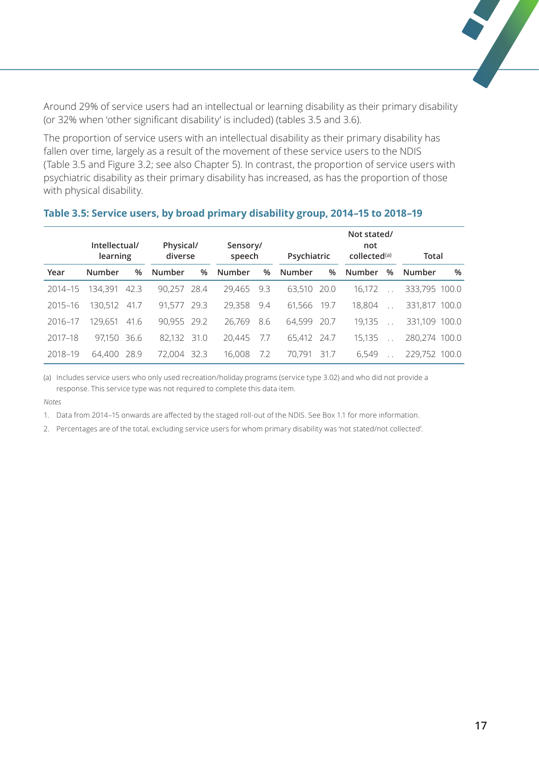Around 29% of service users had an intellectual or learning disability as their primary disability (or 32% when 'other significant disability' is included) (tables 3.5 and 3.6).

The proportion of service users with an intellectual disability as their primary disability has fallen over time, largely as a result of the movement of these service users to the NDIS (Table 3.5 and Figure 3.2; see also Chapter 5). In contrast, the proportion of service users with psychiatric disability as their primary disability has increased, as has the proportion of those with physical disability.

**Table 3.5: Service users, by broad primary disability group, 2014–15 to 2018–19**

| | Intellectual/ learning | | Physical/ diverse | | Sensory/ speech | | Psychiatric | | Not stated/ not collected[(a)] | | Total | |
|---|---|---|---|---|---|---|---|---|---|---|---|---|
| Year | Number | % | Number | % | Number | % | Number | % | Number | % | Number | % |
| 2014–15 | 134,391 | 42.3 | 90,257 | 28.4 | 29,465 | 9.3 | 63,510 | 20.0 | 16,172 | . . | 333,795 | 100.0 |
| 2015–16 | 130,512 | 41.7 | 91,577 | 29.3 | 29,358 | 9.4 | 61,566 | 19.7 | 18,804 | . . | 331,817 | 100.0 |
| 2016–17 | 129,651 | 41.6 | 90,955 | 29.2 | 26,769 | 8.6 | 64,599 | 20.7 | 19,135 | . . | 331,109 | 100.0 |
| 2017–18 | 97,150 | 36.6 | 82,132 | 31.0 | 20,445 | 7.7 | 65,412 | 24.7 | 15,135 | . . | 280,274 | 100.0 |
| 2018–19 | 64,400 | 28.9 | 72,004 | 32.3 | 16,008 | 7.2 | 70,791 | 31.7 | 6,549 | . . | 229,752 | 100.0 |

(a) Includes service users who only used recreation/holiday programs (service type 3.02) and who did not provide a response. This service type was not required to complete this data item.

*Notes*

1. Data from 2014–15 onwards are affected by the staged roll-out of the NDIS. See Box 1.1 for more information.
2. Percentages are of the total, excluding service users for whom primary disability was 'not stated/not collected'.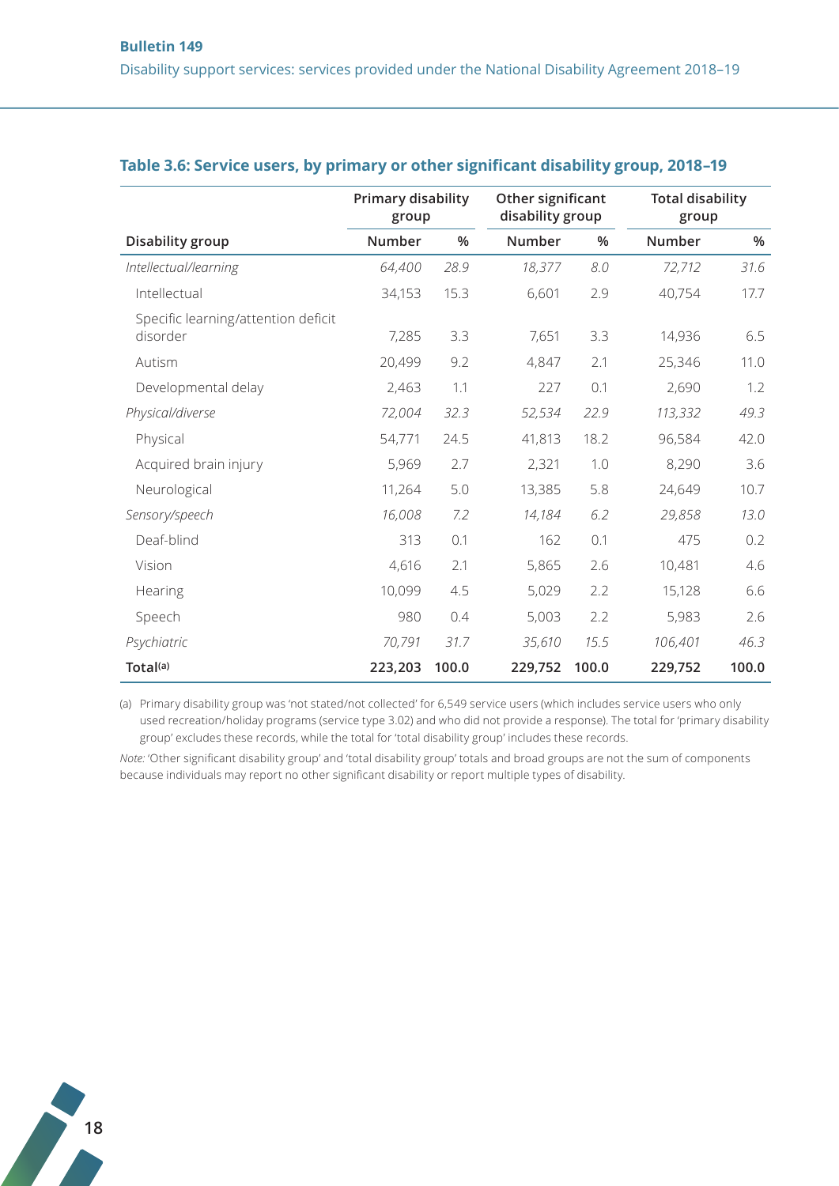### Table 3.6: Service users, by primary or other significant disability group, 2018–19

| Disability group | Primary disability group | | Other significant disability group | | Total disability group | |
|---|---|---|---|---|---|---|
| | Number | % | Number | % | Number | % |
| *Intellectual/learning* | *64,400* | *28.9* | *18,377* | *8.0* | *72,712* | *31.6* |
| Intellectual | 34,153 | 15.3 | 6,601 | 2.9 | 40,754 | 17.7 |
| Specific learning/attention deficit disorder | 7,285 | 3.3 | 7,651 | 3.3 | 14,936 | 6.5 |
| Autism | 20,499 | 9.2 | 4,847 | 2.1 | 25,346 | 11.0 |
| Developmental delay | 2,463 | 1.1 | 227 | 0.1 | 2,690 | 1.2 |
| *Physical/diverse* | *72,004* | *32.3* | *52,534* | *22.9* | *113,332* | *49.3* |
| Physical | 54,771 | 24.5 | 41,813 | 18.2 | 96,584 | 42.0 |
| Acquired brain injury | 5,969 | 2.7 | 2,321 | 1.0 | 8,290 | 3.6 |
| Neurological | 11,264 | 5.0 | 13,385 | 5.8 | 24,649 | 10.7 |
| *Sensory/speech* | *16,008* | *7.2* | *14,184* | *6.2* | *29,858* | *13.0* |
| Deaf-blind | 313 | 0.1 | 162 | 0.1 | 475 | 0.2 |
| Vision | 4,616 | 2.1 | 5,865 | 2.6 | 10,481 | 4.6 |
| Hearing | 10,099 | 4.5 | 5,029 | 2.2 | 15,128 | 6.6 |
| Speech | 980 | 0.4 | 5,003 | 2.2 | 5,983 | 2.6 |
| *Psychiatric* | *70,791* | *31.7* | *35,610* | *15.5* | *106,401* | *46.3* |
| **Total[(a)]** | **223,203** | **100.0** | **229,752** | **100.0** | **229,752** | **100.0** |

(a) Primary disability group was 'not stated/not collected' for 6,549 service users (which includes service users who only used recreation/holiday programs (service type 3.02) and who did not provide a response). The total for 'primary disability group' excludes these records, while the total for 'total disability group' includes these records.

*Note:* 'Other significant disability group' and 'total disability group' totals and broad groups are not the sum of components because individuals may report no other significant disability or report multiple types of disability.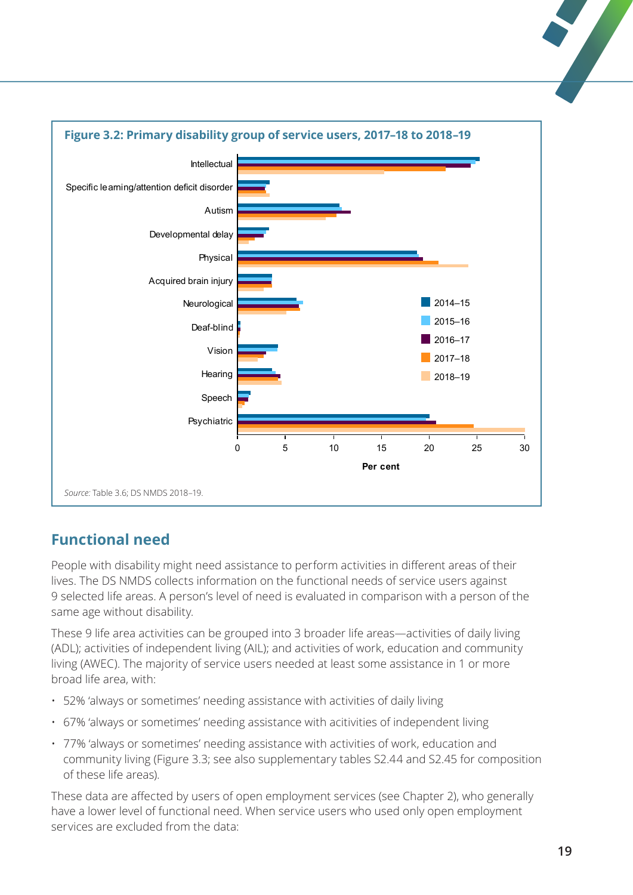**Figure 3.2: Primary disability group of service users, 2017–18 to 2018–19**

*Source:* Table 3.6; DS NMDS 2018–19.

## Functional need

People with disability might need assistance to perform activities in different areas of their lives. The DS NMDS collects information on the functional needs of service users against 9 selected life areas. A person's level of need is evaluated in comparison with a person of the same age without disability.

These 9 life area activities can be grouped into 3 broader life areas—activities of daily living (ADL); activities of independent living (AIL); and activities of work, education and community living (AWEC). The majority of service users needed at least some assistance in 1 or more broad life area, with:

- 52% 'always or sometimes' needing assistance with activities of daily living
- 67% 'always or sometimes' needing assistance with acitivities of independent living
- 77% 'always or sometimes' needing assistance with activities of work, education and community living (Figure 3.3; see also supplementary tables S2.44 and S2.45 for composition of these life areas).

These data are affected by users of open employment services (see Chapter 2), who generally have a lower level of functional need. When service users who used only open employment services are excluded from the data: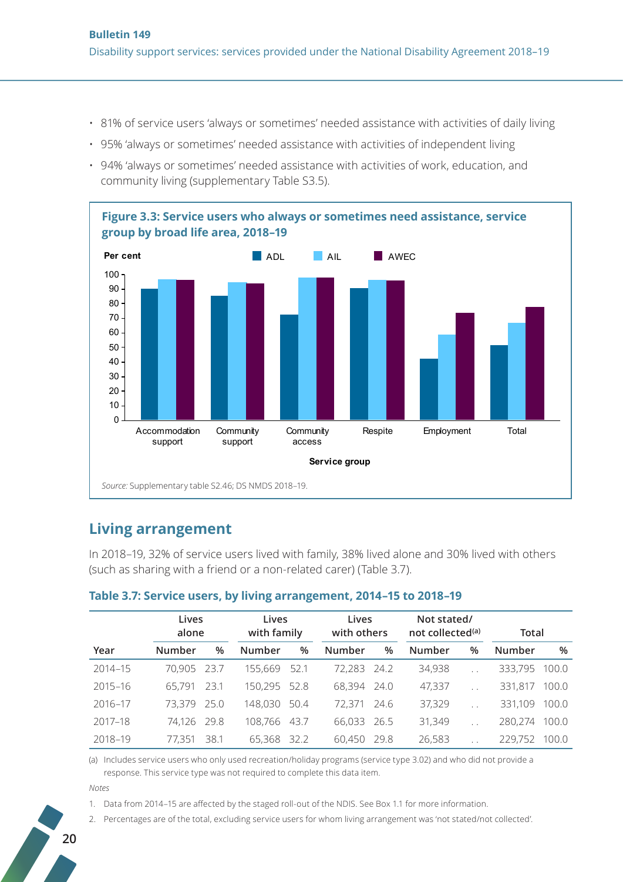- 81% of service users 'always or sometimes' needed assistance with activities of daily living
- 95% 'always or sometimes' needed assistance with activities of independent living
- 94% 'always or sometimes' needed assistance with activities of work, education, and community living (supplementary Table S3.5).

**Figure 3.3: Service users who always or sometimes need assistance, service group by broad life area, 2018–19**

*Source:* Supplementary table S2.46; DS NMDS 2018–19.

## Living arrangement

In 2018–19, 32% of service users lived with family, 38% lived alone and 30% lived with others (such as sharing with a friend or a non-related carer) (Table 3.7).

**Table 3.7: Service users, by living arrangement, 2014–15 to 2018–19**

| | Lives alone | | Lives with family | | Lives with others | | Not stated/ not collected[(a)] | | Total | |
|---|---|---|---|---|---|---|---|---|---|---|
| Year | Number | % | Number | % | Number | % | Number | % | Number | % |
| 2014–15 | 70,905 | 23.7 | 155,669 | 52.1 | 72,283 | 24.2 | 34,938 | . . | 333,795 | 100.0 |
| 2015–16 | 65,791 | 23.1 | 150,295 | 52.8 | 68,394 | 24.0 | 47,337 | . . | 331,817 | 100.0 |
| 2016–17 | 73,379 | 25.0 | 148,030 | 50.4 | 72,371 | 24.6 | 37,329 | . . | 331,109 | 100.0 |
| 2017–18 | 74,126 | 29.8 | 108,766 | 43.7 | 66,033 | 26.5 | 31,349 | . . | 280,274 | 100.0 |
| 2018–19 | 77,351 | 38.1 | 65,368 | 32.2 | 60,450 | 29.8 | 26,583 | . . | 229,752 | 100.0 |

(a) Includes service users who only used recreation/holiday programs (service type 3.02) and who did not provide a response. This service type was not required to complete this data item.

*Notes*

1. Data from 2014–15 are affected by the staged roll-out of the NDIS. See Box 1.1 for more information.
2. Percentages are of the total, excluding service users for whom living arrangement was 'not stated/not collected'.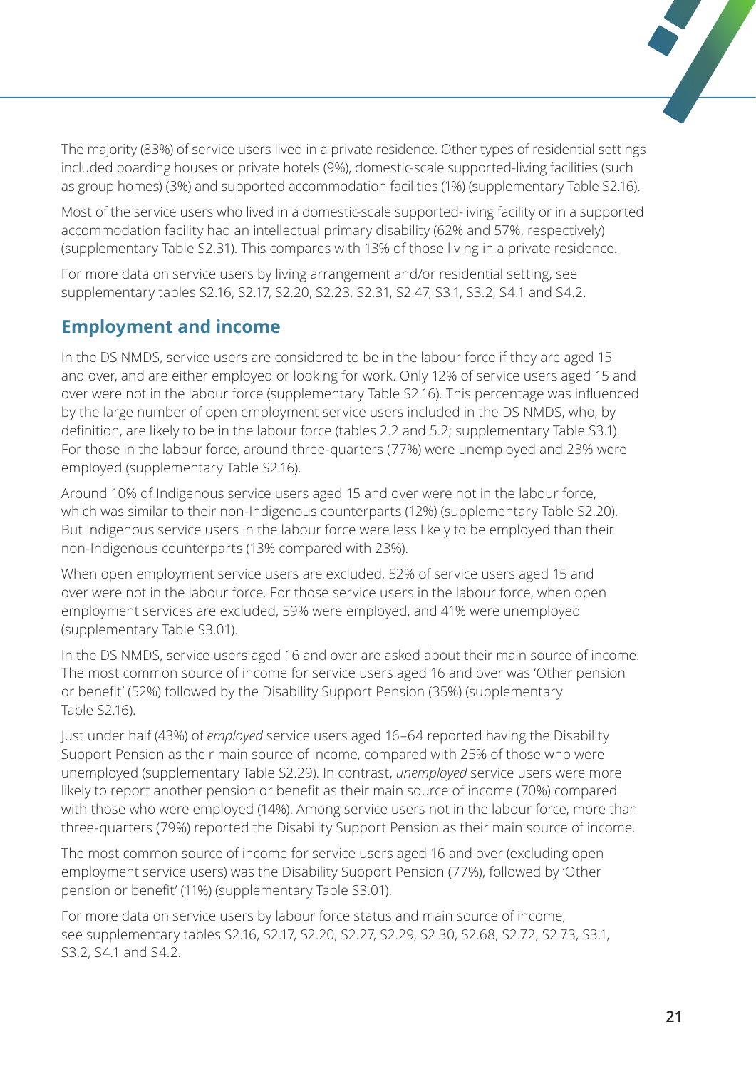The majority (83%) of service users lived in a private residence. Other types of residential settings included boarding houses or private hotels (9%), domestic-scale supported-living facilities (such as group homes) (3%) and supported accommodation facilities (1%) (supplementary Table S2.16).

Most of the service users who lived in a domestic-scale supported-living facility or in a supported accommodation facility had an intellectual primary disability (62% and 57%, respectively) (supplementary Table S2.31). This compares with 13% of those living in a private residence.

For more data on service users by living arrangement and/or residential setting, see supplementary tables S2.16, S2.17, S2.20, S2.23, S2.31, S2.47, S3.1, S3.2, S4.1 and S4.2.

## Employment and income

In the DS NMDS, service users are considered to be in the labour force if they are aged 15 and over, and are either employed or looking for work. Only 12% of service users aged 15 and over were not in the labour force (supplementary Table S2.16). This percentage was influenced by the large number of open employment service users included in the DS NMDS, who, by definition, are likely to be in the labour force (tables 2.2 and 5.2; supplementary Table S3.1). For those in the labour force, around three-quarters (77%) were unemployed and 23% were employed (supplementary Table S2.16).

Around 10% of Indigenous service users aged 15 and over were not in the labour force, which was similar to their non-Indigenous counterparts (12%) (supplementary Table S2.20). But Indigenous service users in the labour force were less likely to be employed than their non-Indigenous counterparts (13% compared with 23%).

When open employment service users are excluded, 52% of service users aged 15 and over were not in the labour force. For those service users in the labour force, when open employment services are excluded, 59% were employed, and 41% were unemployed (supplementary Table S3.01).

In the DS NMDS, service users aged 16 and over are asked about their main source of income. The most common source of income for service users aged 16 and over was 'Other pension or benefit' (52%) followed by the Disability Support Pension (35%) (supplementary Table S2.16).

Just under half (43%) of *employed* service users aged 16–64 reported having the Disability Support Pension as their main source of income, compared with 25% of those who were unemployed (supplementary Table S2.29). In contrast, *unemployed* service users were more likely to report another pension or benefit as their main source of income (70%) compared with those who were employed (14%). Among service users not in the labour force, more than three-quarters (79%) reported the Disability Support Pension as their main source of income.

The most common source of income for service users aged 16 and over (excluding open employment service users) was the Disability Support Pension (77%), followed by 'Other pension or benefit' (11%) (supplementary Table S3.01).

For more data on service users by labour force status and main source of income, see supplementary tables S2.16, S2.17, S2.20, S2.27, S2.29, S2.30, S2.68, S2.72, S2.73, S3.1, S3.2, S4.1 and S4.2.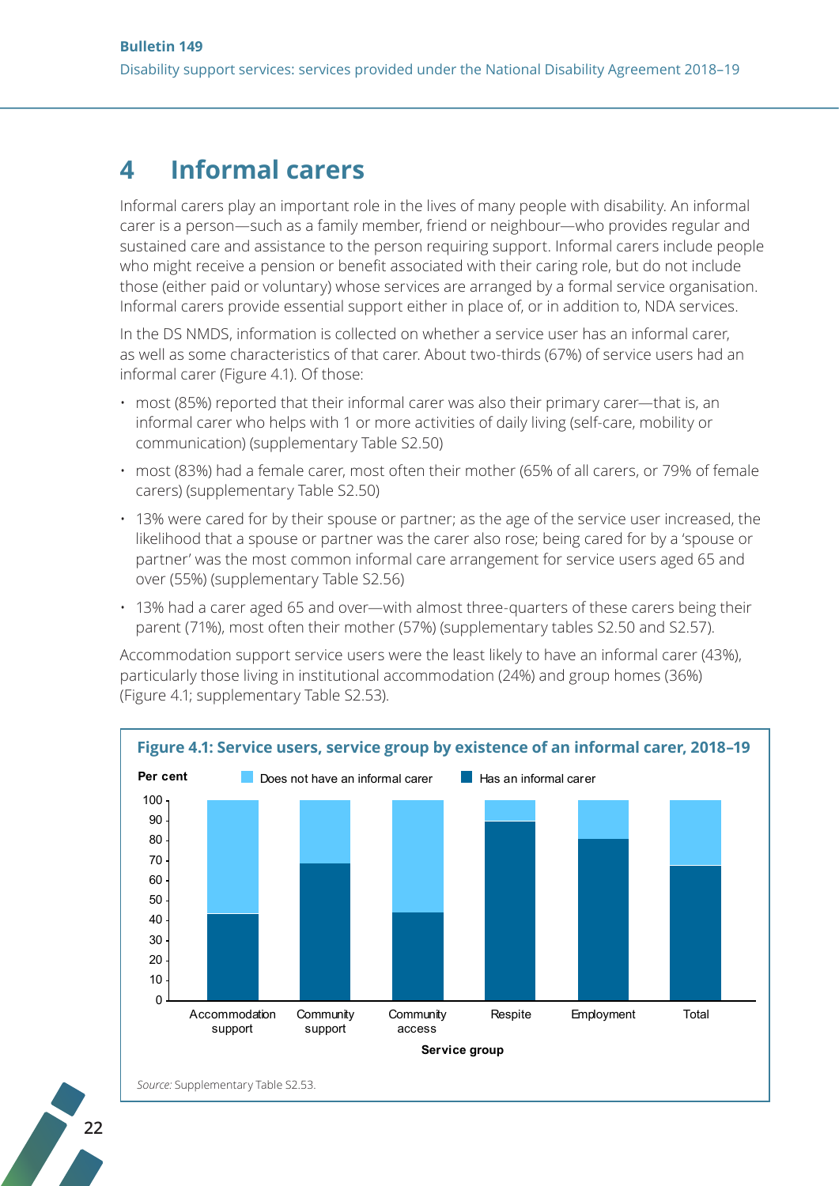# 4 Informal carers

Informal carers play an important role in the lives of many people with disability. An informal carer is a person—such as a family member, friend or neighbour—who provides regular and sustained care and assistance to the person requiring support. Informal carers include people who might receive a pension or benefit associated with their caring role, but do not include those (either paid or voluntary) whose services are arranged by a formal service organisation. Informal carers provide essential support either in place of, or in addition to, NDA services.

In the DS NMDS, information is collected on whether a service user has an informal carer, as well as some characteristics of that carer. About two-thirds (67%) of service users had an informal carer (Figure 4.1). Of those:

- most (85%) reported that their informal carer was also their primary carer—that is, an informal carer who helps with 1 or more activities of daily living (self-care, mobility or communication) (supplementary Table S2.50)
- most (83%) had a female carer, most often their mother (65% of all carers, or 79% of female carers) (supplementary Table S2.50)
- 13% were cared for by their spouse or partner; as the age of the service user increased, the likelihood that a spouse or partner was the carer also rose; being cared for by a 'spouse or partner' was the most common informal care arrangement for service users aged 65 and over (55%) (supplementary Table S2.56)
- 13% had a carer aged 65 and over—with almost three-quarters of these carers being their parent (71%), most often their mother (57%) (supplementary tables S2.50 and S2.57).

Accommodation support service users were the least likely to have an informal carer (43%), particularly those living in institutional accommodation (24%) and group homes (36%) (Figure 4.1; supplementary Table S2.53).

**Figure 4.1: Service users, service group by existence of an informal carer, 2018–19**

*Source:* Supplementary Table S2.53.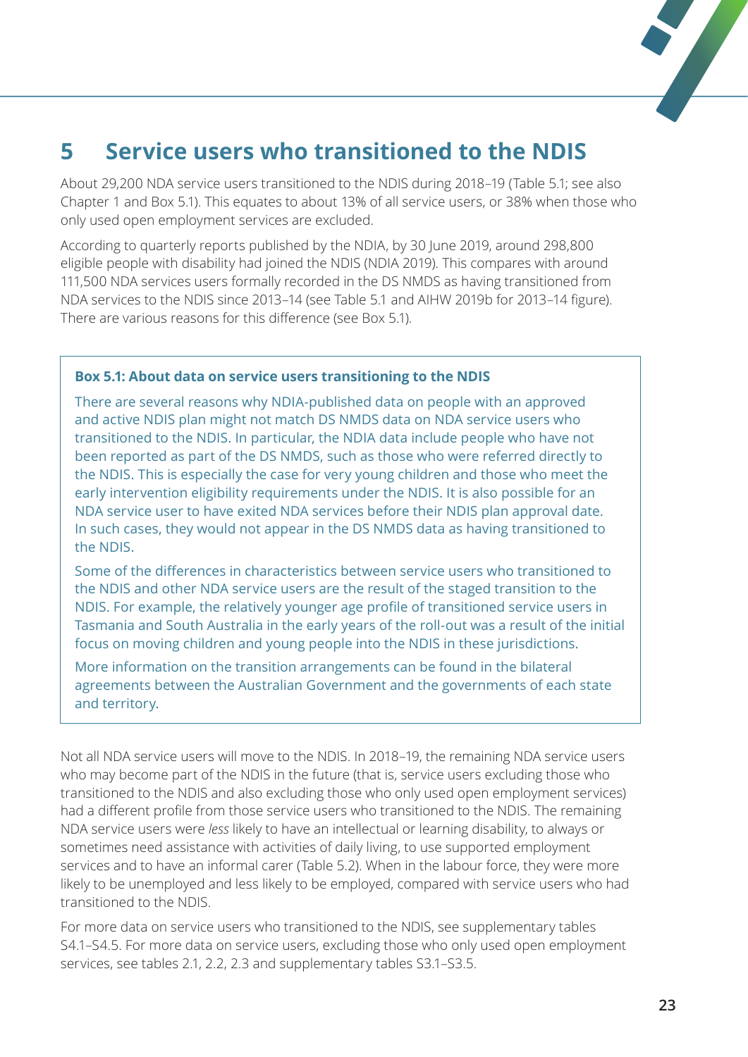# 5 Service users who transitioned to the NDIS

About 29,200 NDA service users transitioned to the NDIS during 2018–19 (Table 5.1; see also Chapter 1 and Box 5.1). This equates to about 13% of all service users, or 38% when those who only used open employment services are excluded.

According to quarterly reports published by the NDIA, by 30 June 2019, around 298,800 eligible people with disability had joined the NDIS (NDIA 2019). This compares with around 111,500 NDA services users formally recorded in the DS NMDS as having transitioned from NDA services to the NDIS since 2013–14 (see Table 5.1 and AIHW 2019b for 2013–14 figure). There are various reasons for this difference (see Box 5.1).

> **Box 5.1: About data on service users transitioning to the NDIS**
>
> There are several reasons why NDIA-published data on people with an approved and active NDIS plan might not match DS NMDS data on NDA service users who transitioned to the NDIS. In particular, the NDIA data include people who have not been reported as part of the DS NMDS, such as those who were referred directly to the NDIS. This is especially the case for very young children and those who meet the early intervention eligibility requirements under the NDIS. It is also possible for an NDA service user to have exited NDA services before their NDIS plan approval date. In such cases, they would not appear in the DS NMDS data as having transitioned to the NDIS.
>
> Some of the differences in characteristics between service users who transitioned to the NDIS and other NDA service users are the result of the staged transition to the NDIS. For example, the relatively younger age profile of transitioned service users in Tasmania and South Australia in the early years of the roll-out was a result of the initial focus on moving children and young people into the NDIS in these jurisdictions.
>
> More information on the transition arrangements can be found in the bilateral agreements between the Australian Government and the governments of each state and territory.

Not all NDA service users will move to the NDIS. In 2018–19, the remaining NDA service users who may become part of the NDIS in the future (that is, service users excluding those who transitioned to the NDIS and also excluding those who only used open employment services) had a different profile from those service users who transitioned to the NDIS. The remaining NDA service users were *less* likely to have an intellectual or learning disability, to always or sometimes need assistance with activities of daily living, to use supported employment services and to have an informal carer (Table 5.2). When in the labour force, they were more likely to be unemployed and less likely to be employed, compared with service users who had transitioned to the NDIS.

For more data on service users who transitioned to the NDIS, see supplementary tables S4.1–S4.5. For more data on service users, excluding those who only used open employment services, see tables 2.1, 2.2, 2.3 and supplementary tables S3.1–S3.5.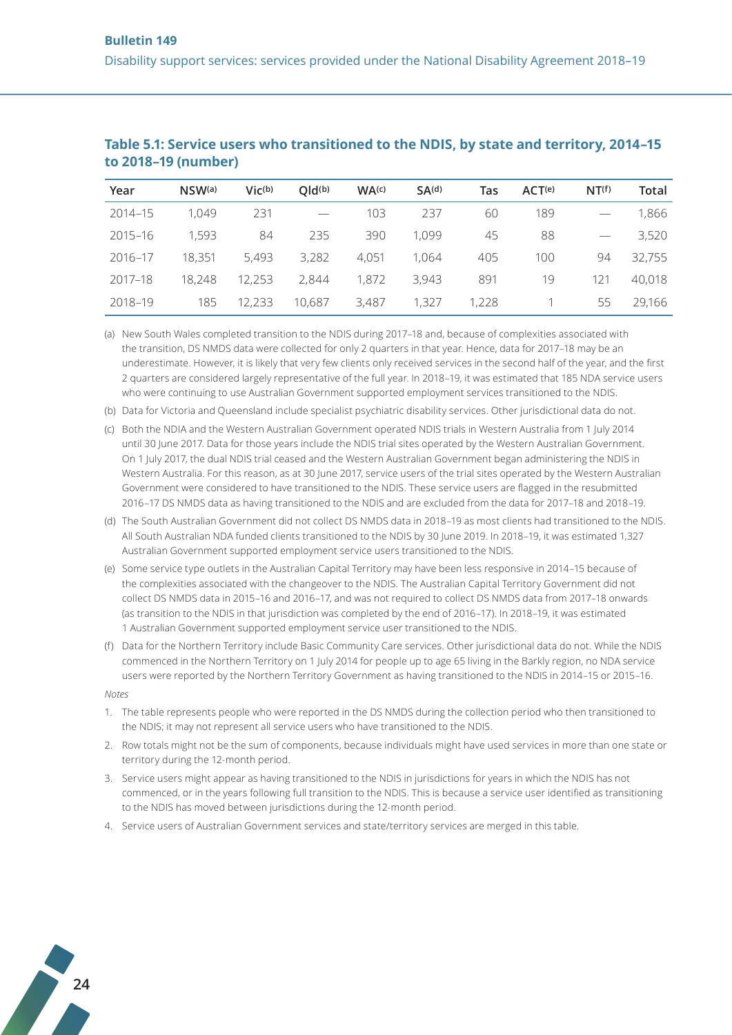**Table 5.1: Service users who transitioned to the NDIS, by state and territory, 2014–15 to 2018–19 (number)**

| Year | NSW[(a)] | Vic[(b)] | Qld[(b)] | WA[(c)] | SA[(d)] | Tas | ACT[(e)] | NT[(f)] | Total |
|---|---|---|---|---|---|---|---|---|---|
| 2014–15 | 1,049 | 231 | — | 103 | 237 | 60 | 189 | — | 1,866 |
| 2015–16 | 1,593 | 84 | 235 | 390 | 1,099 | 45 | 88 | — | 3,520 |
| 2016–17 | 18,351 | 5,493 | 3,282 | 4,051 | 1,064 | 405 | 100 | 94 | 32,755 |
| 2017–18 | 18,248 | 12,253 | 2,844 | 1,872 | 3,943 | 891 | 19 | 121 | 40,018 |
| 2018–19 | 185 | 12,233 | 10,687 | 3,487 | 1,327 | 1,228 | 1 | 55 | 29,166 |

(a) New South Wales completed transition to the NDIS during 2017–18 and, because of complexities associated with the transition, DS NMDS data were collected for only 2 quarters in that year. Hence, data for 2017–18 may be an underestimate. However, it is likely that very few clients only received services in the second half of the year, and the first 2 quarters are considered largely representative of the full year. In 2018–19, it was estimated that 185 NDA service users who were continuing to use Australian Government supported employment services transitioned to the NDIS.

(b) Data for Victoria and Queensland include specialist psychiatric disability services. Other jurisdictional data do not.

(c) Both the NDIA and the Western Australian Government operated NDIS trials in Western Australia from 1 July 2014 until 30 June 2017. Data for those years include the NDIS trial sites operated by the Western Australian Government. On 1 July 2017, the dual NDIS trial ceased and the Western Australian Government began administering the NDIS in Western Australia. For this reason, as at 30 June 2017, service users of the trial sites operated by the Western Australian Government were considered to have transitioned to the NDIS. These service users are flagged in the resubmitted 2016–17 DS NMDS data as having transitioned to the NDIS and are excluded from the data for 2017–18 and 2018–19.

(d) The South Australian Government did not collect DS NMDS data in 2018–19 as most clients had transitioned to the NDIS. All South Australian NDA funded clients transitioned to the NDIS by 30 June 2019. In 2018–19, it was estimated 1,327 Australian Government supported employment service users transitioned to the NDIS.

(e) Some service type outlets in the Australian Capital Territory may have been less responsive in 2014–15 because of the complexities associated with the changeover to the NDIS. The Australian Capital Territory Government did not collect DS NMDS data in 2015–16 and 2016–17, and was not required to collect DS NMDS data from 2017–18 onwards (as transition to the NDIS in that jurisdiction was completed by the end of 2016–17). In 2018–19, it was estimated 1 Australian Government supported employment service user transitioned to the NDIS.

(f) Data for the Northern Territory include Basic Community Care services. Other jurisdictional data do not. While the NDIS commenced in the Northern Territory on 1 July 2014 for people up to age 65 living in the Barkly region, no NDA service users were reported by the Northern Territory Government as having transitioned to the NDIS in 2014–15 or 2015–16.

*Notes*

1. The table represents people who were reported in the DS NMDS during the collection period who then transitioned to the NDIS; it may not represent all service users who have transitioned to the NDIS.
2. Row totals might not be the sum of components, because individuals might have used services in more than one state or territory during the 12-month period.
3. Service users might appear as having transitioned to the NDIS in jurisdictions for years in which the NDIS has not commenced, or in the years following full transition to the NDIS. This is because a service user identified as transitioning to the NDIS has moved between jurisdictions during the 12-month period.
4. Service users of Australian Government services and state/territory services are merged in this table.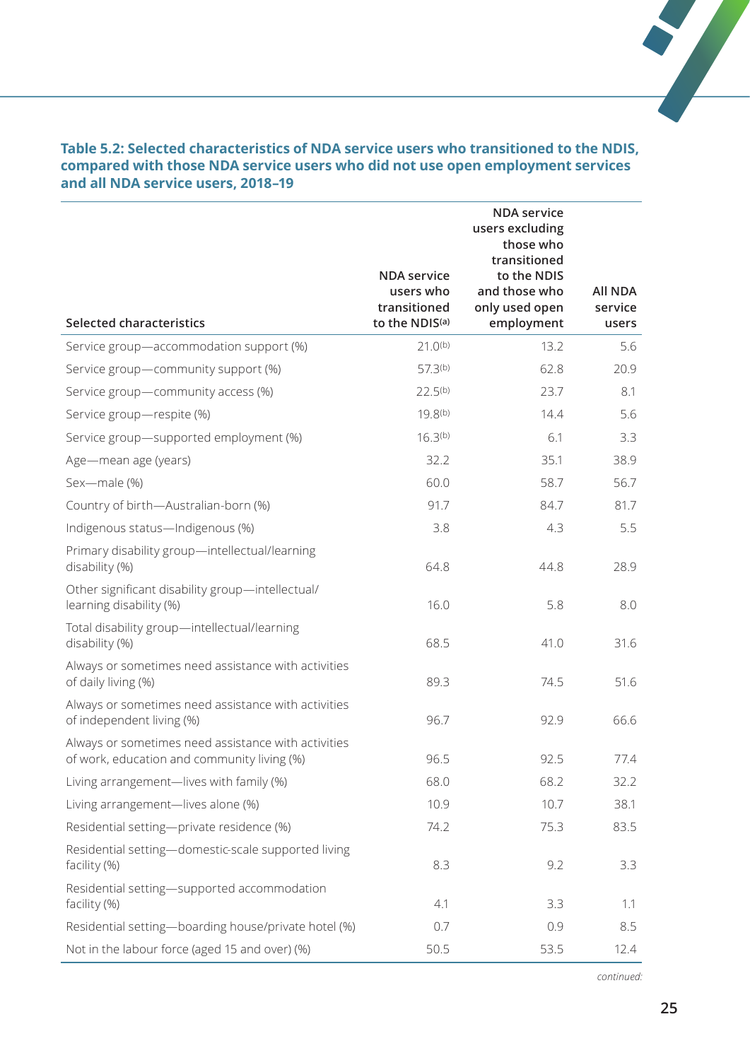**Table 5.2: Selected characteristics of NDA service users who transitioned to the NDIS, compared with those NDA service users who did not use open employment services and all NDA service users, 2018–19**

| Selected characteristics | NDA service users who transitioned to the NDIS[(a)] | NDA service users excluding those who transitioned to the NDIS and those who only used open employment | All NDA service users |
|---|---|---|---|
| Service group—accommodation support (%) | 21.0[(b)] | 13.2 | 5.6 |
| Service group—community support (%) | 57.3[(b)] | 62.8 | 20.9 |
| Service group—community access (%) | 22.5[(b)] | 23.7 | 8.1 |
| Service group—respite (%) | 19.8[(b)] | 14.4 | 5.6 |
| Service group—supported employment (%) | 16.3[(b)] | 6.1 | 3.3 |
| Age—mean age (years) | 32.2 | 35.1 | 38.9 |
| Sex—male (%) | 60.0 | 58.7 | 56.7 |
| Country of birth—Australian-born (%) | 91.7 | 84.7 | 81.7 |
| Indigenous status—Indigenous (%) | 3.8 | 4.3 | 5.5 |
| Primary disability group—intellectual/learning disability (%) | 64.8 | 44.8 | 28.9 |
| Other significant disability group—intellectual/learning disability (%) | 16.0 | 5.8 | 8.0 |
| Total disability group—intellectual/learning disability (%) | 68.5 | 41.0 | 31.6 |
| Always or sometimes need assistance with activities of daily living (%) | 89.3 | 74.5 | 51.6 |
| Always or sometimes need assistance with activities of independent living (%) | 96.7 | 92.9 | 66.6 |
| Always or sometimes need assistance with activities of work, education and community living (%) | 96.5 | 92.5 | 77.4 |
| Living arrangement—lives with family (%) | 68.0 | 68.2 | 32.2 |
| Living arrangement—lives alone (%) | 10.9 | 10.7 | 38.1 |
| Residential setting—private residence (%) | 74.2 | 75.3 | 83.5 |
| Residential setting—domestic-scale supported living facility (%) | 8.3 | 9.2 | 3.3 |
| Residential setting—supported accommodation facility (%) | 4.1 | 3.3 | 1.1 |
| Residential setting—boarding house/private hotel (%) | 0.7 | 0.9 | 8.5 |
| Not in the labour force (aged 15 and over) (%) | 50.5 | 53.5 | 12.4 |

*continued:*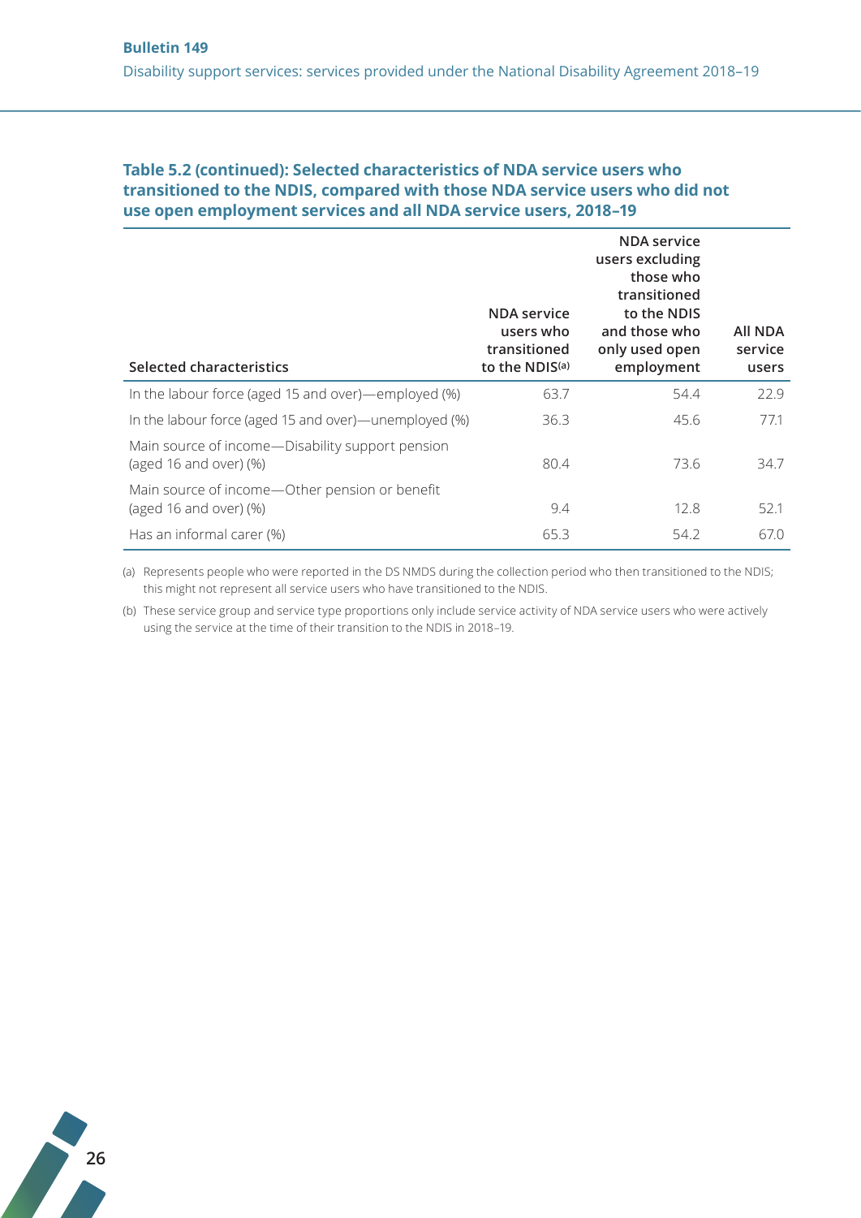**Table 5.2 (continued): Selected characteristics of NDA service users who transitioned to the NDIS, compared with those NDA service users who did not use open employment services and all NDA service users, 2018–19**

| Selected characteristics | NDA service users who transitioned to the NDIS[(a)] | NDA service users excluding those who transitioned to the NDIS and those who only used open employment | All NDA service users |
|---|---|---|---|
| In the labour force (aged 15 and over)—employed (%) | 63.7 | 54.4 | 22.9 |
| In the labour force (aged 15 and over)—unemployed (%) | 36.3 | 45.6 | 77.1 |
| Main source of income—Disability support pension (aged 16 and over) (%) | 80.4 | 73.6 | 34.7 |
| Main source of income—Other pension or benefit (aged 16 and over) (%) | 9.4 | 12.8 | 52.1 |
| Has an informal carer (%) | 65.3 | 54.2 | 67.0 |

(a) Represents people who were reported in the DS NMDS during the collection period who then transitioned to the NDIS; this might not represent all service users who have transitioned to the NDIS.

(b) These service group and service type proportions only include service activity of NDA service users who were actively using the service at the time of their transition to the NDIS in 2018–19.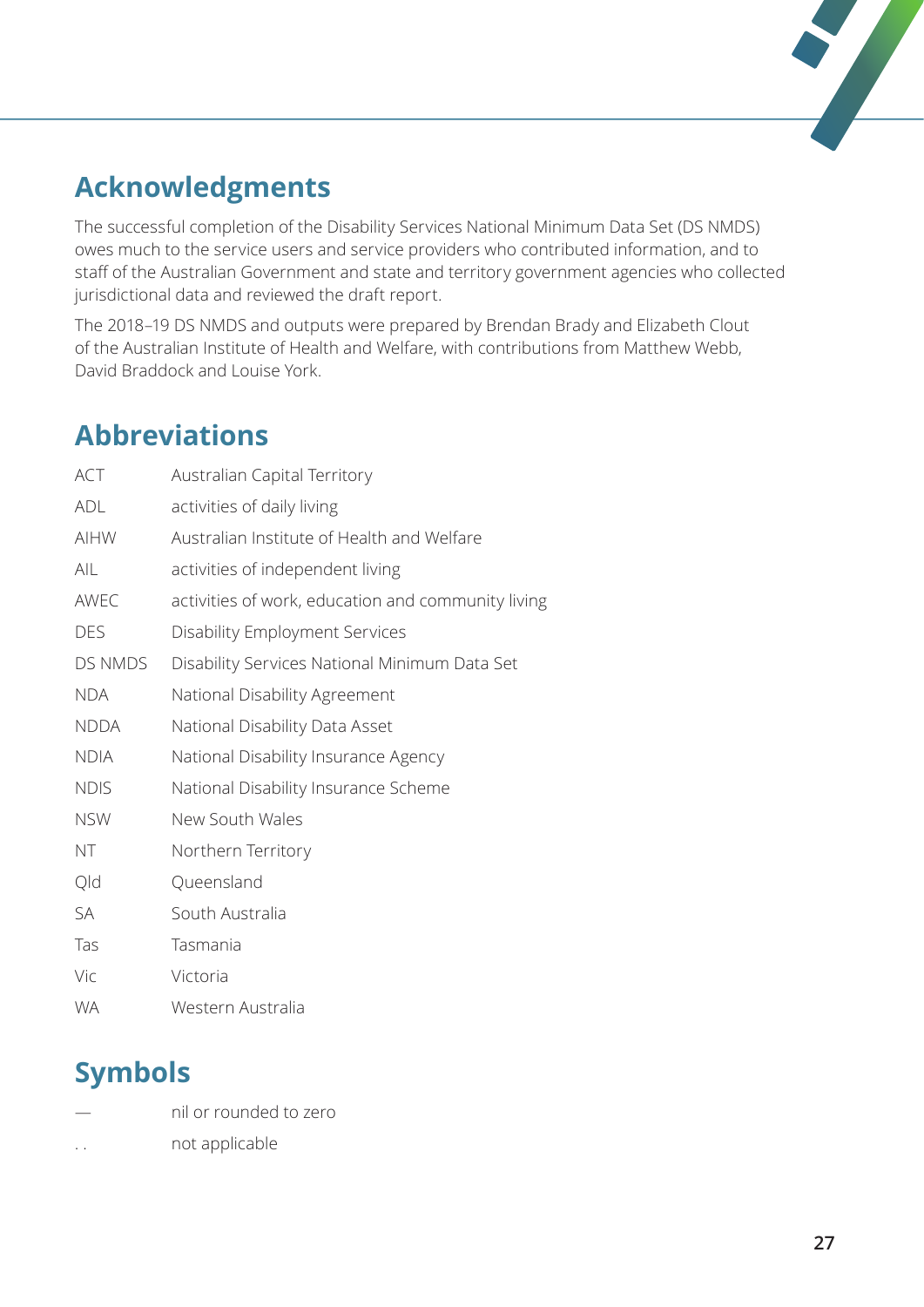## Acknowledgments

The successful completion of the Disability Services National Minimum Data Set (DS NMDS) owes much to the service users and service providers who contributed information, and to staff of the Australian Government and state and territory government agencies who collected jurisdictional data and reviewed the draft report.

The 2018–19 DS NMDS and outputs were prepared by Brendan Brady and Elizabeth Clout of the Australian Institute of Health and Welfare, with contributions from Matthew Webb, David Braddock and Louise York.

## Abbreviations

| | |
|---|---|
| ACT | Australian Capital Territory |
| ADL | activities of daily living |
| AIHW | Australian Institute of Health and Welfare |
| AIL | activities of independent living |
| AWEC | activities of work, education and community living |
| DES | Disability Employment Services |
| DS NMDS | Disability Services National Minimum Data Set |
| NDA | National Disability Agreement |
| NDDA | National Disability Data Asset |
| NDIA | National Disability Insurance Agency |
| NDIS | National Disability Insurance Scheme |
| NSW | New South Wales |
| NT | Northern Territory |
| Qld | Queensland |
| SA | South Australia |
| Tas | Tasmania |
| Vic | Victoria |
| WA | Western Australia |

## Symbols

| | |
|---|---|
| — | nil or rounded to zero |
| . . | not applicable |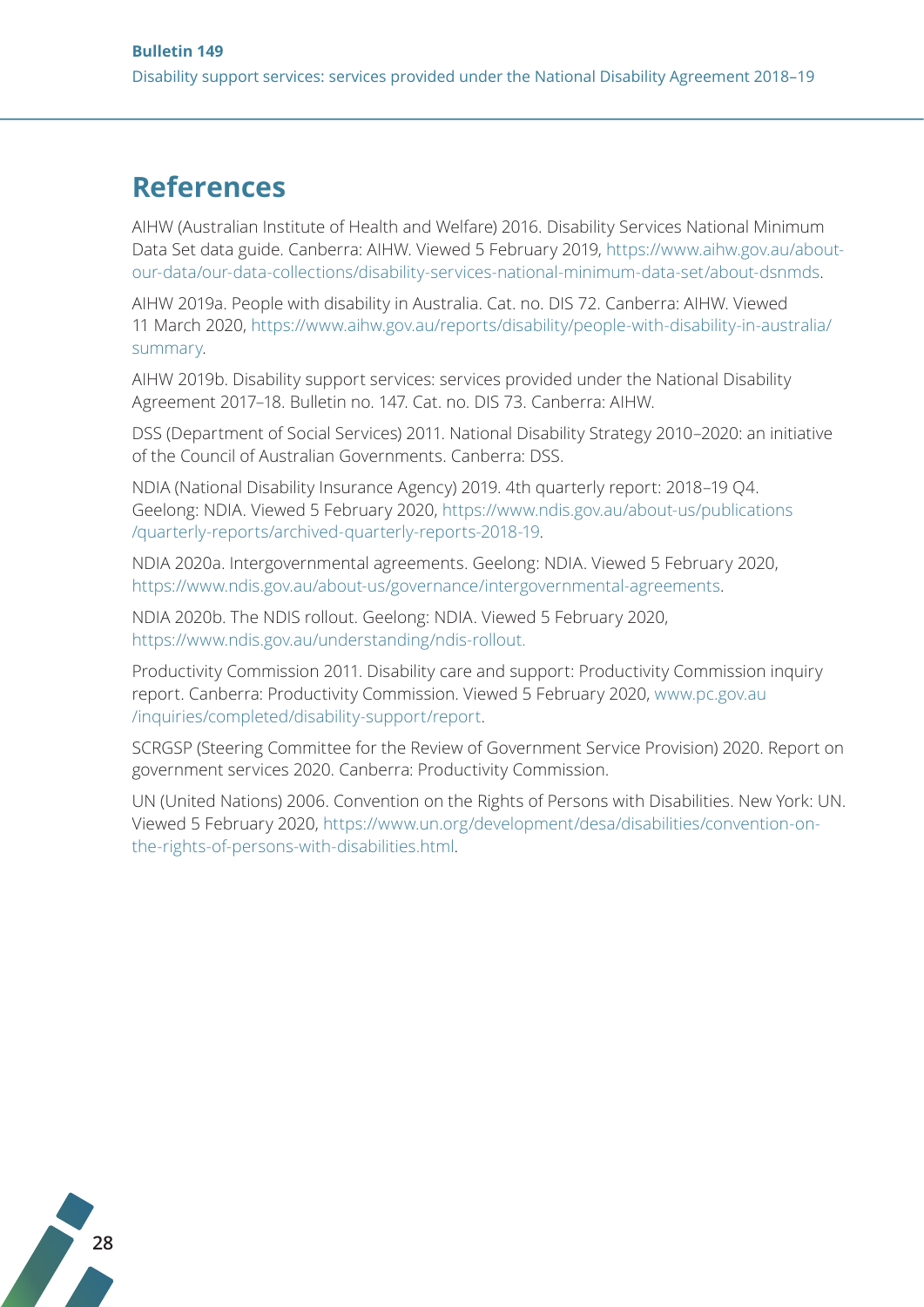# References

AIHW (Australian Institute of Health and Welfare) 2016. Disability Services National Minimum Data Set data guide. Canberra: AIHW. Viewed 5 February 2019, https://www.aihw.gov.au/about-our-data/our-data-collections/disability-services-national-minimum-data-set/about-dsnmds.

AIHW 2019a. People with disability in Australia. Cat. no. DIS 72. Canberra: AIHW. Viewed 11 March 2020, https://www.aihw.gov.au/reports/disability/people-with-disability-in-australia/summary.

AIHW 2019b. Disability support services: services provided under the National Disability Agreement 2017–18. Bulletin no. 147. Cat. no. DIS 73. Canberra: AIHW.

DSS (Department of Social Services) 2011. National Disability Strategy 2010–2020: an initiative of the Council of Australian Governments. Canberra: DSS.

NDIA (National Disability Insurance Agency) 2019. 4th quarterly report: 2018–19 Q4. Geelong: NDIA. Viewed 5 February 2020, https://www.ndis.gov.au/about-us/publications/quarterly-reports/archived-quarterly-reports-2018-19.

NDIA 2020a. Intergovernmental agreements. Geelong: NDIA. Viewed 5 February 2020, https://www.ndis.gov.au/about-us/governance/intergovernmental-agreements.

NDIA 2020b. The NDIS rollout. Geelong: NDIA. Viewed 5 February 2020, https://www.ndis.gov.au/understanding/ndis-rollout.

Productivity Commission 2011. Disability care and support: Productivity Commission inquiry report. Canberra: Productivity Commission. Viewed 5 February 2020, www.pc.gov.au/inquiries/completed/disability-support/report.

SCRGSP (Steering Committee for the Review of Government Service Provision) 2020. Report on government services 2020. Canberra: Productivity Commission.

UN (United Nations) 2006. Convention on the Rights of Persons with Disabilities. New York: UN. Viewed 5 February 2020, https://www.un.org/development/desa/disabilities/convention-on-the-rights-of-persons-with-disabilities.html.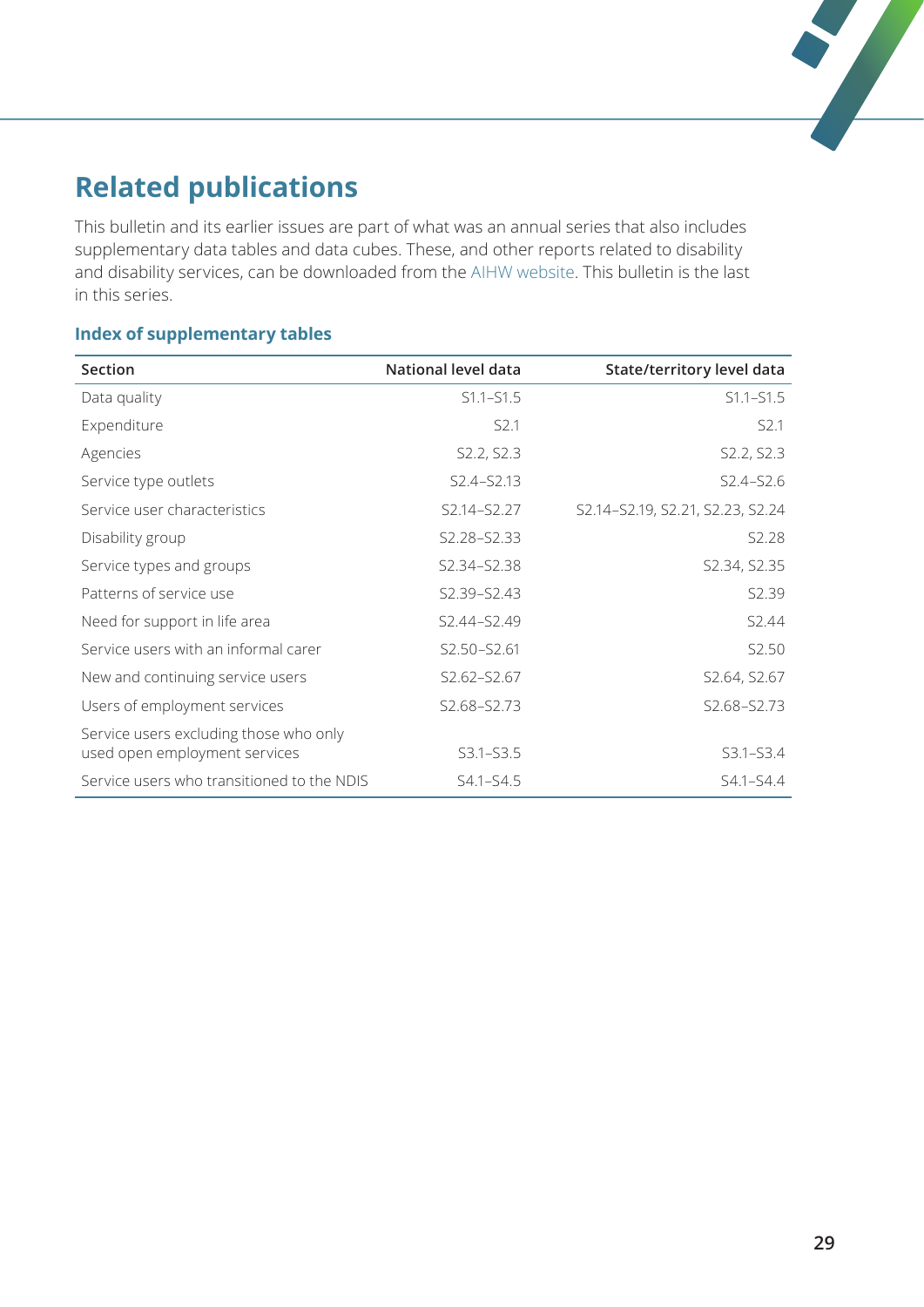## Related publications

This bulletin and its earlier issues are part of what was an annual series that also includes supplementary data tables and data cubes. These, and other reports related to disability and disability services, can be downloaded from the AIHW website. This bulletin is the last in this series.

### Index of supplementary tables

| Section | National level data | State/territory level data |
|---|---|---|
| Data quality | S1.1–S1.5 | S1.1–S1.5 |
| Expenditure | S2.1 | S2.1 |
| Agencies | S2.2, S2.3 | S2.2, S2.3 |
| Service type outlets | S2.4–S2.13 | S2.4–S2.6 |
| Service user characteristics | S2.14–S2.27 | S2.14–S2.19, S2.21, S2.23, S2.24 |
| Disability group | S2.28–S2.33 | S2.28 |
| Service types and groups | S2.34–S2.38 | S2.34, S2.35 |
| Patterns of service use | S2.39–S2.43 | S2.39 |
| Need for support in life area | S2.44–S2.49 | S2.44 |
| Service users with an informal carer | S2.50–S2.61 | S2.50 |
| New and continuing service users | S2.62–S2.67 | S2.64, S2.67 |
| Users of employment services | S2.68–S2.73 | S2.68–S2.73 |
| Service users excluding those who only used open employment services | S3.1–S3.5 | S3.1–S3.4 |
| Service users who transitioned to the NDIS | S4.1–S4.5 | S4.1–S4.4 |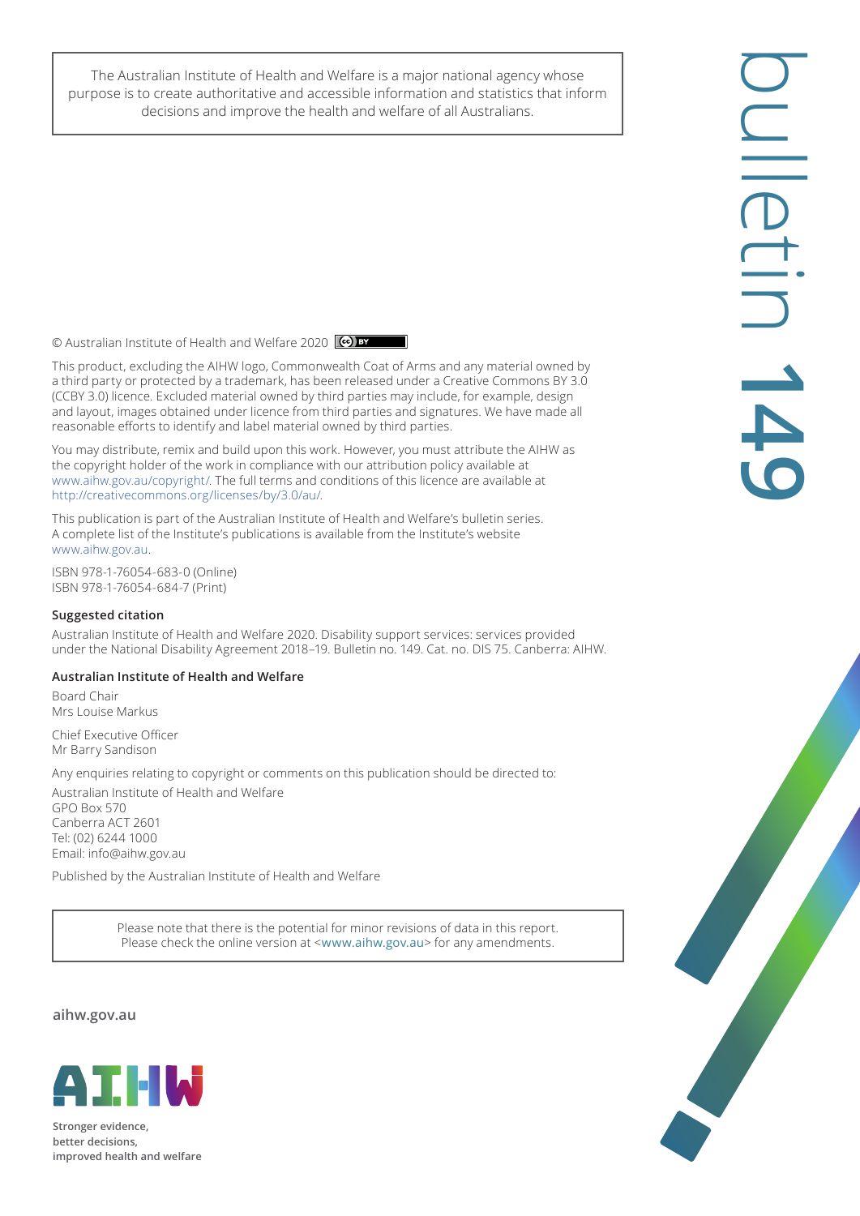The Australian Institute of Health and Welfare is a major national agency whose purpose is to create authoritative and accessible information and statistics that inform decisions and improve the health and welfare of all Australians.

© Australian Institute of Health and Welfare 2020

This product, excluding the AIHW logo, Commonwealth Coat of Arms and any material owned by a third party or protected by a trademark, has been released under a Creative Commons BY 3.0 (CCBY 3.0) licence. Excluded material owned by third parties may include, for example, design and layout, images obtained under licence from third parties and signatures. We have made all reasonable efforts to identify and label material owned by third parties.

You may distribute, remix and build upon this work. However, you must attribute the AIHW as the copyright holder of the work in compliance with our attribution policy available at www.aihw.gov.au/copyright/. The full terms and conditions of this licence are available at http://creativecommons.org/licenses/by/3.0/au/.

This publication is part of the Australian Institute of Health and Welfare's bulletin series. A complete list of the Institute's publications is available from the Institute's website www.aihw.gov.au.

ISBN 978-1-76054-683-0 (Online)
ISBN 978-1-76054-684-7 (Print)

**Suggested citation**

Australian Institute of Health and Welfare 2020. Disability support services: services provided under the National Disability Agreement 2018–19. Bulletin no. 149. Cat. no. DIS 75. Canberra: AIHW.

**Australian Institute of Health and Welfare**

Board Chair
Mrs Louise Markus

Chief Executive Officer
Mr Barry Sandison

Any enquiries relating to copyright or comments on this publication should be directed to:

Australian Institute of Health and Welfare
GPO Box 570
Canberra ACT 2601
Tel: (02) 6244 1000
Email: info@aihw.gov.au

Published by the Australian Institute of Health and Welfare

Please note that there is the potential for minor revisions of data in this report. Please check the online version at <www.aihw.gov.au> for any amendments.

**aihw.gov.au**

AIHW

**Stronger evidence, better decisions, improved health and welfare**

bulletin **149**